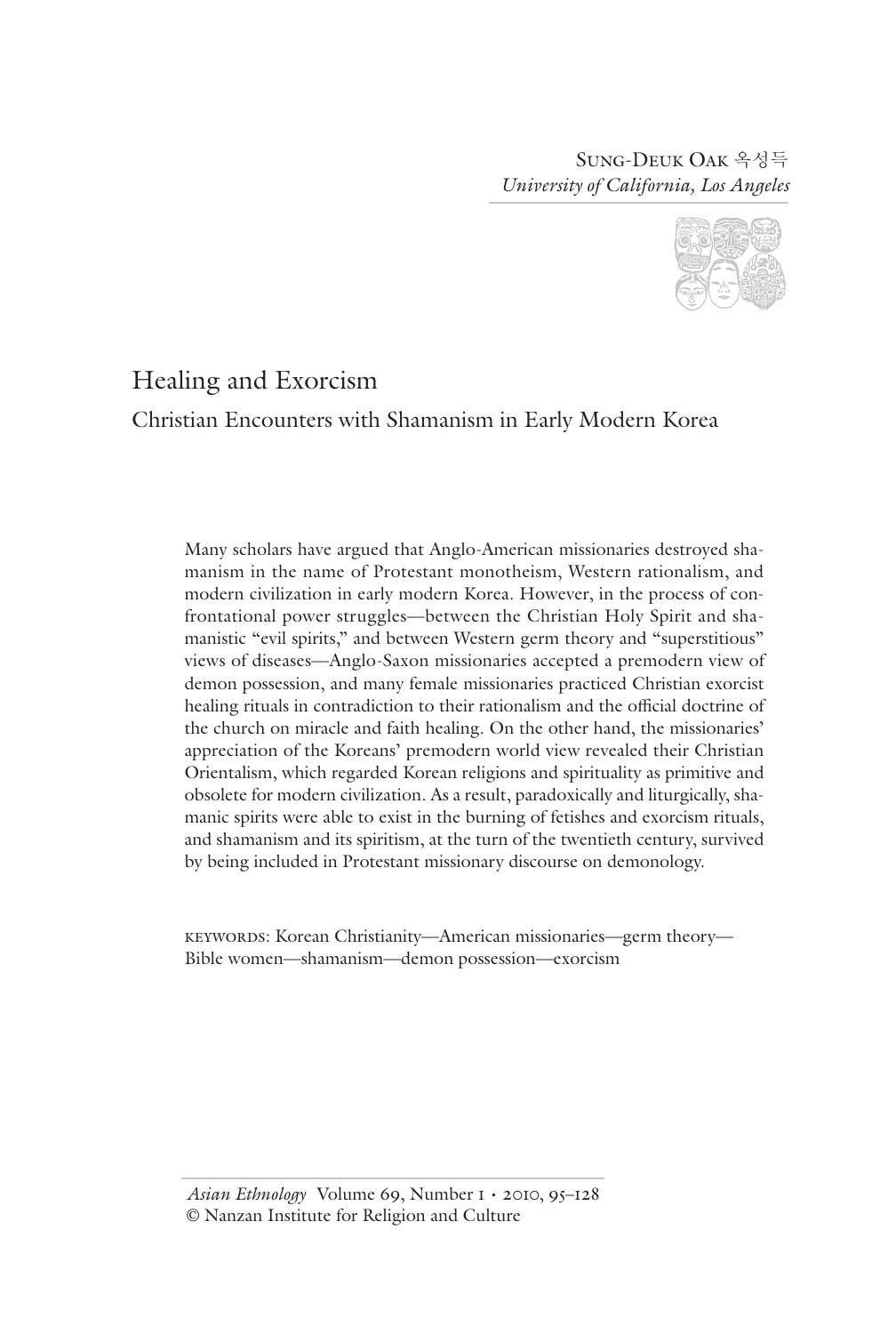Sung-Deuk Oak 옥성득
*University of California, Los Angeles*

# Healing and Exorcism

## Christian Encounters with Shamanism in Early Modern Korea

Many scholars have argued that Anglo-American missionaries destroyed shamanism in the name of Protestant monotheism, Western rationalism, and modern civilization in early modern Korea. However, in the process of confrontational power struggles—between the Christian Holy Spirit and shamanistic "evil spirits," and between Western germ theory and "superstitious" views of diseases—Anglo-Saxon missionaries accepted a premodern view of demon possession, and many female missionaries practiced Christian exorcist healing rituals in contradiction to their rationalism and the official doctrine of the church on miracle and faith healing. On the other hand, the missionaries' appreciation of the Koreans' premodern world view revealed their Christian Orientalism, which regarded Korean religions and spirituality as primitive and obsolete for modern civilization. As a result, paradoxically and liturgically, shamanic spirits were able to exist in the burning of fetishes and exorcism rituals, and shamanism and its spiritism, at the turn of the twentieth century, survived by being included in Protestant missionary discourse on demonology.

KEYWORDS: Korean Christianity—American missionaries—germ theory—Bible women—shamanism—demon possession—exorcism

*Asian Ethnology* Volume 69, Number 1 • 2010, 95–128
© Nanzan Institute for Religion and Culture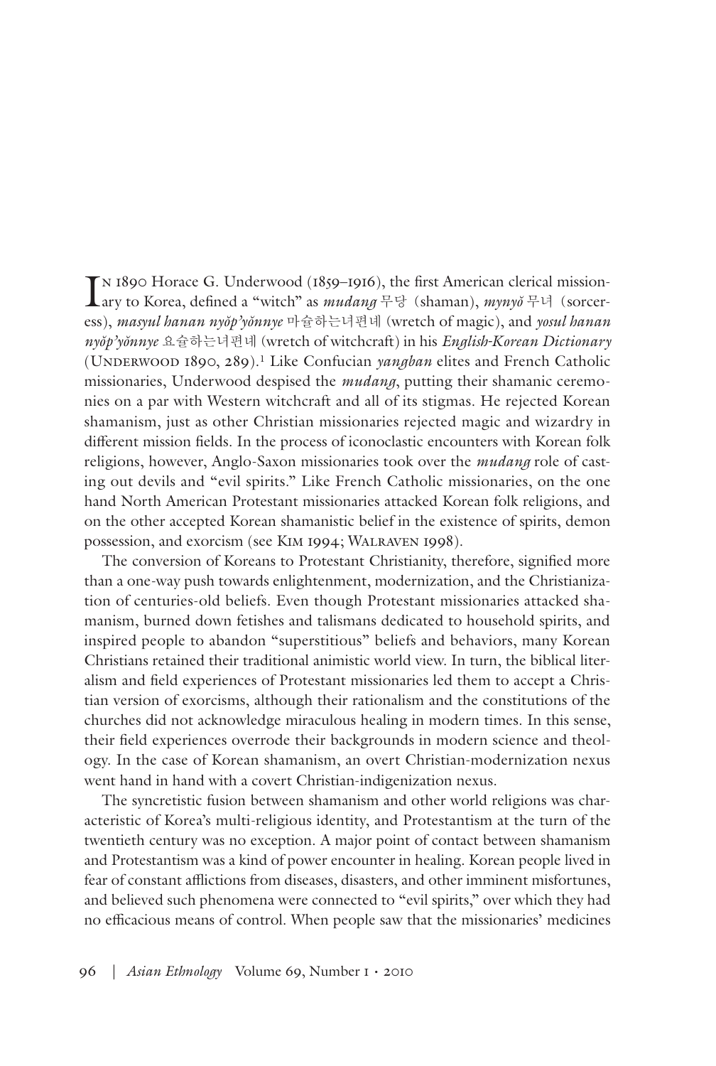In 1890 Horace G. Underwood (1859–1916), the first American clerical missionary to Korea, defined a "witch" as *mudang* 무당 (shaman), *mynyŏ* 무녀 (sorceress), *masyul hanan nyŏp'yŏnnye* 마슐하는녀편네 (wretch of magic), and *yosul hanan nyŏp'yŏnnye* 요슐하는녀편네 (wretch of witchcraft) in his *English-Korean Dictionary* (Underwood 1890, 289).[1] Like Confucian *yangban* elites and French Catholic missionaries, Underwood despised the *mudang*, putting their shamanic ceremonies on a par with Western witchcraft and all of its stigmas. He rejected Korean shamanism, just as other Christian missionaries rejected magic and wizardry in different mission fields. In the process of iconoclastic encounters with Korean folk religions, however, Anglo-Saxon missionaries took over the *mudang* role of casting out devils and "evil spirits." Like French Catholic missionaries, on the one hand North American Protestant missionaries attacked Korean folk religions, and on the other accepted Korean shamanistic belief in the existence of spirits, demon possession, and exorcism (see Kim 1994; Walraven 1998).

The conversion of Koreans to Protestant Christianity, therefore, signified more than a one-way push towards enlightenment, modernization, and the Christianization of centuries-old beliefs. Even though Protestant missionaries attacked shamanism, burned down fetishes and talismans dedicated to household spirits, and inspired people to abandon "superstitious" beliefs and behaviors, many Korean Christians retained their traditional animistic world view. In turn, the biblical literalism and field experiences of Protestant missionaries led them to accept a Christian version of exorcisms, although their rationalism and the constitutions of the churches did not acknowledge miraculous healing in modern times. In this sense, their field experiences overrode their backgrounds in modern science and theology. In the case of Korean shamanism, an overt Christian-modernization nexus went hand in hand with a covert Christian-indigenization nexus.

The syncretistic fusion between shamanism and other world religions was characteristic of Korea's multi-religious identity, and Protestantism at the turn of the twentieth century was no exception. A major point of contact between shamanism and Protestantism was a kind of power encounter in healing. Korean people lived in fear of constant afflictions from diseases, disasters, and other imminent misfortunes, and believed such phenomena were connected to "evil spirits," over which they had no efficacious means of control. When people saw that the missionaries' medicines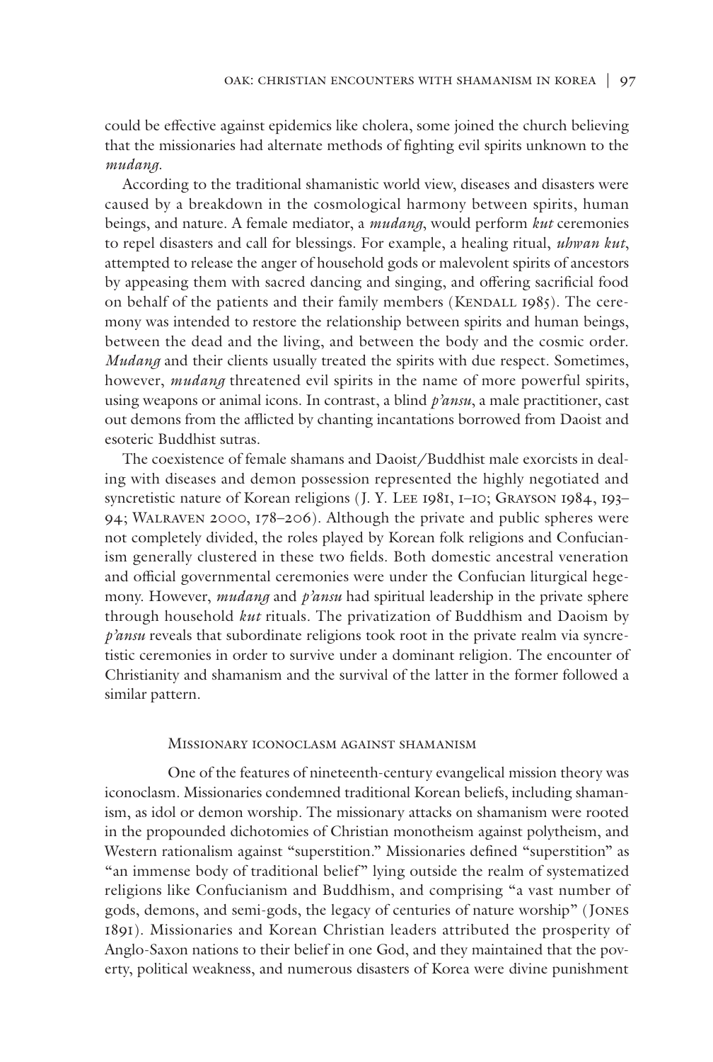could be effective against epidemics like cholera, some joined the church believing that the missionaries had alternate methods of fighting evil spirits unknown to the *mudang*.

According to the traditional shamanistic world view, diseases and disasters were caused by a breakdown in the cosmological harmony between spirits, human beings, and nature. A female mediator, a *mudang*, would perform *kut* ceremonies to repel disasters and call for blessings. For example, a healing ritual, *uhwan kut*, attempted to release the anger of household gods or malevolent spirits of ancestors by appeasing them with sacred dancing and singing, and offering sacrificial food on behalf of the patients and their family members (Kendall 1985). The ceremony was intended to restore the relationship between spirits and human beings, between the dead and the living, and between the body and the cosmic order. *Mudang* and their clients usually treated the spirits with due respect. Sometimes, however, *mudang* threatened evil spirits in the name of more powerful spirits, using weapons or animal icons. In contrast, a blind *p'ansu*, a male practitioner, cast out demons from the afflicted by chanting incantations borrowed from Daoist and esoteric Buddhist sutras.

The coexistence of female shamans and Daoist/Buddhist male exorcists in dealing with diseases and demon possession represented the highly negotiated and syncretistic nature of Korean religions (J. Y. Lee 1981, 1–10; Grayson 1984, 193–94; Walraven 2000, 178–206). Although the private and public spheres were not completely divided, the roles played by Korean folk religions and Confucianism generally clustered in these two fields. Both domestic ancestral veneration and official governmental ceremonies were under the Confucian liturgical hegemony. However, *mudang* and *p'ansu* had spiritual leadership in the private sphere through household *kut* rituals. The privatization of Buddhism and Daoism by *p'ansu* reveals that subordinate religions took root in the private realm via syncretistic ceremonies in order to survive under a dominant religion. The encounter of Christianity and shamanism and the survival of the latter in the former followed a similar pattern.

## Missionary iconoclasm against shamanism

One of the features of nineteenth-century evangelical mission theory was iconoclasm. Missionaries condemned traditional Korean beliefs, including shamanism, as idol or demon worship. The missionary attacks on shamanism were rooted in the propounded dichotomies of Christian monotheism against polytheism, and Western rationalism against "superstition." Missionaries defined "superstition" as "an immense body of traditional belief" lying outside the realm of systematized religions like Confucianism and Buddhism, and comprising "a vast number of gods, demons, and semi-gods, the legacy of centuries of nature worship" (Jones 1891). Missionaries and Korean Christian leaders attributed the prosperity of Anglo-Saxon nations to their belief in one God, and they maintained that the poverty, political weakness, and numerous disasters of Korea were divine punishment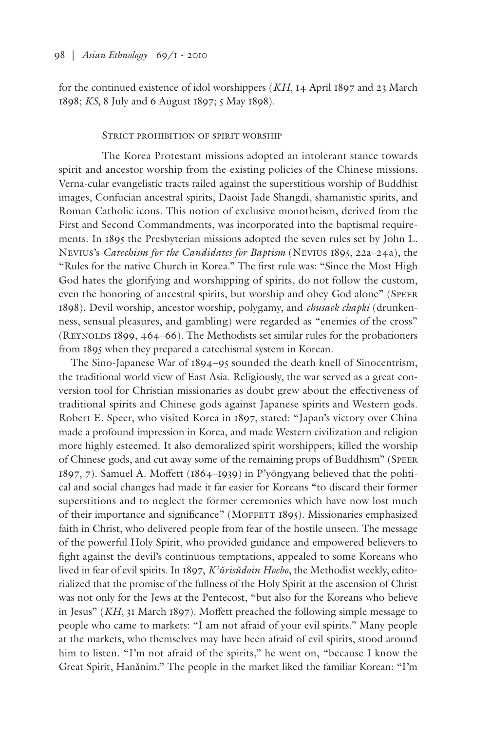for the continued existence of idol worshippers (*KH*, 14 April 1897 and 23 March 1898; *KS*, 8 July and 6 August 1897; 5 May 1898).

### Strict prohibition of spirit worship

The Korea Protestant missions adopted an intolerant stance towards spirit and ancestor worship from the existing policies of the Chinese missions. Verna-cular evangelistic tracts railed against the superstitious worship of Buddhist images, Confucian ancestral spirits, Daoist Jade Shangdi, shamanistic spirits, and Roman Catholic icons. This notion of exclusive monotheism, derived from the First and Second Commandments, was incorporated into the baptismal requirements. In 1895 the Presbyterian missions adopted the seven rules set by John L. Nevius's *Catechism for the Candidates for Baptism* (Nevius 1895, 22a–24a), the "Rules for the native Church in Korea." The first rule was: "Since the Most High God hates the glorifying and worshipping of spirits, do not follow the custom, even the honoring of ancestral spirits, but worship and obey God alone" (Speer 1898). Devil worship, ancestor worship, polygamy, and *chusaek chapki* (drunkenness, sensual pleasures, and gambling) were regarded as "enemies of the cross" (Reynolds 1899, 464–66). The Methodists set similar rules for the probationers from 1895 when they prepared a catechismal system in Korean.

The Sino-Japanese War of 1894–95 sounded the death knell of Sinocentrism, the traditional world view of East Asia. Religiously, the war served as a great conversion tool for Christian missionaries as doubt grew about the effectiveness of traditional spirits and Chinese gods against Japanese spirits and Western gods. Robert E. Speer, who visited Korea in 1897, stated: "Japan's victory over China made a profound impression in Korea, and made Western civilization and religion more highly esteemed. It also demoralized spirit worshippers, killed the worship of Chinese gods, and cut away some of the remaining props of Buddhism" (Speer 1897, 7). Samuel A. Moffett (1864–1939) in P'yŏngyang believed that the political and social changes had made it far easier for Koreans "to discard their former superstitions and to neglect the former ceremonies which have now lost much of their importance and significance" (Moffett 1895). Missionaries emphasized faith in Christ, who delivered people from fear of the hostile unseen. The message of the powerful Holy Spirit, who provided guidance and empowered believers to fight against the devil's continuous temptations, appealed to some Koreans who lived in fear of evil spirits. In 1897, *K'ŭrisŭdoin Hoebo*, the Methodist weekly, editorialized that the promise of the fullness of the Holy Spirit at the ascension of Christ was not only for the Jews at the Pentecost, "but also for the Koreans who believe in Jesus" (*KH*, 31 March 1897). Moffett preached the following simple message to people who came to markets: "I am not afraid of your evil spirits." Many people at the markets, who themselves may have been afraid of evil spirits, stood around him to listen. "I'm not afraid of the spirits," he went on, "because I know the Great Spirit, Hanănim." The people in the market liked the familiar Korean: "I'm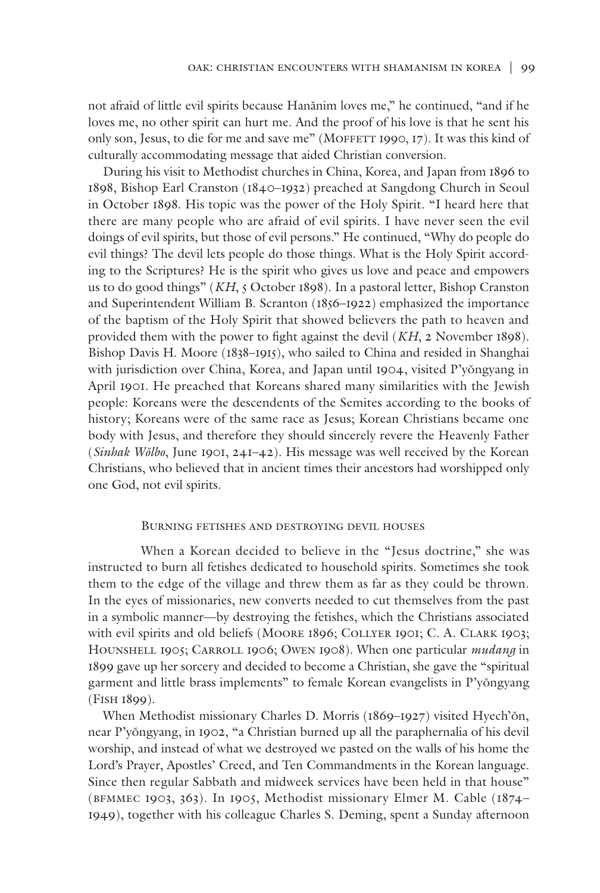not afraid of little evil spirits because Hanănim loves me," he continued, "and if he loves me, no other spirit can hurt me. And the proof of his love is that he sent his only son, Jesus, to die for me and save me" (Moffett 1990, 17). It was this kind of culturally accommodating message that aided Christian conversion.

During his visit to Methodist churches in China, Korea, and Japan from 1896 to 1898, Bishop Earl Cranston (1840–1932) preached at Sangdong Church in Seoul in October 1898. His topic was the power of the Holy Spirit. "I heard here that there are many people who are afraid of evil spirits. I have never seen the evil doings of evil spirits, but those of evil persons." He continued, "Why do people do evil things? The devil lets people do those things. What is the Holy Spirit according to the Scriptures? He is the spirit who gives us love and peace and empowers us to do good things" (*KH*, 5 October 1898). In a pastoral letter, Bishop Cranston and Superintendent William B. Scranton (1856–1922) emphasized the importance of the baptism of the Holy Spirit that showed believers the path to heaven and provided them with the power to fight against the devil (*KH*, 2 November 1898). Bishop Davis H. Moore (1838–1915), who sailed to China and resided in Shanghai with jurisdiction over China, Korea, and Japan until 1904, visited P'yŏngyang in April 1901. He preached that Koreans shared many similarities with the Jewish people: Koreans were the descendents of the Semites according to the books of history; Koreans were of the same race as Jesus; Korean Christians became one body with Jesus, and therefore they should sincerely revere the Heavenly Father (*Sinhak Wŏlbo*, June 1901, 241–42). His message was well received by the Korean Christians, who believed that in ancient times their ancestors had worshipped only one God, not evil spirits.

## Burning fetishes and destroying devil houses

When a Korean decided to believe in the "Jesus doctrine," she was instructed to burn all fetishes dedicated to household spirits. Sometimes she took them to the edge of the village and threw them as far as they could be thrown. In the eyes of missionaries, new converts needed to cut themselves from the past in a symbolic manner—by destroying the fetishes, which the Christians associated with evil spirits and old beliefs (Moore 1896; Collyer 1901; C. A. Clark 1903; Hounshell 1905; Carroll 1906; Owen 1908). When one particular *mudang* in 1899 gave up her sorcery and decided to become a Christian, she gave the "spiritual garment and little brass implements" to female Korean evangelists in P'yŏngyang (Fish 1899).

When Methodist missionary Charles D. Morris (1869–1927) visited Hyech'ŏn, near P'yŏngyang, in 1902, "a Christian burned up all the paraphernalia of his devil worship, and instead of what we destroyed we pasted on the walls of his home the Lord's Prayer, Apostles' Creed, and Ten Commandments in the Korean language. Since then regular Sabbath and midweek services have been held in that house" (bfmmec 1903, 363). In 1905, Methodist missionary Elmer M. Cable (1874–1949), together with his colleague Charles S. Deming, spent a Sunday afternoon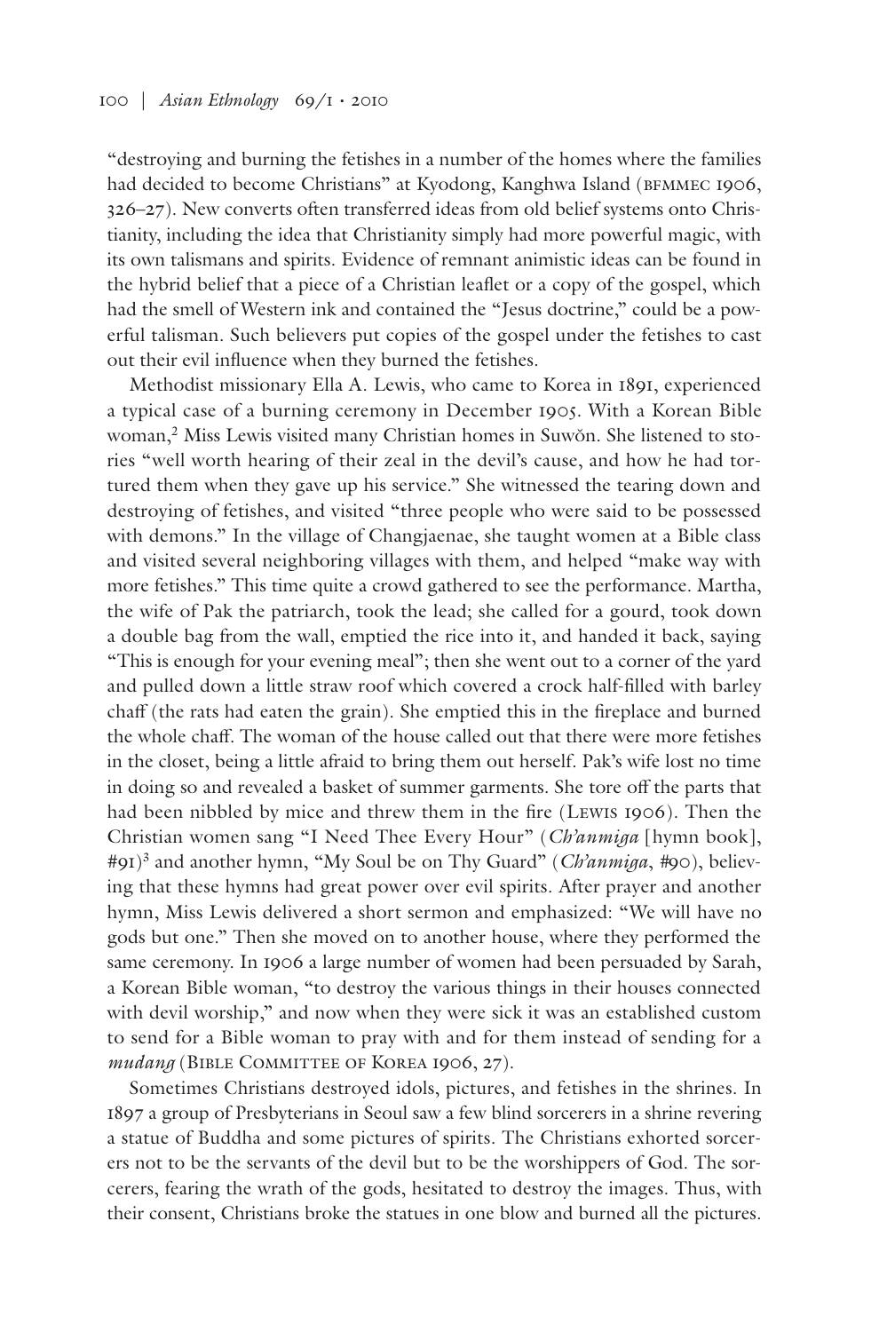"destroying and burning the fetishes in a number of the homes where the families had decided to become Christians" at Kyodong, Kanghwa Island (BFMMEC 1906, 326–27). New converts often transferred ideas from old belief systems onto Christianity, including the idea that Christianity simply had more powerful magic, with its own talismans and spirits. Evidence of remnant animistic ideas can be found in the hybrid belief that a piece of a Christian leaflet or a copy of the gospel, which had the smell of Western ink and contained the "Jesus doctrine," could be a powerful talisman. Such believers put copies of the gospel under the fetishes to cast out their evil influence when they burned the fetishes.

Methodist missionary Ella A. Lewis, who came to Korea in 1891, experienced a typical case of a burning ceremony in December 1905. With a Korean Bible woman,[2] Miss Lewis visited many Christian homes in Suwŏn. She listened to stories "well worth hearing of their zeal in the devil's cause, and how he had tortured them when they gave up his service." She witnessed the tearing down and destroying of fetishes, and visited "three people who were said to be possessed with demons." In the village of Changjaenae, she taught women at a Bible class and visited several neighboring villages with them, and helped "make way with more fetishes." This time quite a crowd gathered to see the performance. Martha, the wife of Pak the patriarch, took the lead; she called for a gourd, took down a double bag from the wall, emptied the rice into it, and handed it back, saying "This is enough for your evening meal"; then she went out to a corner of the yard and pulled down a little straw roof which covered a crock half-filled with barley chaff (the rats had eaten the grain). She emptied this in the fireplace and burned the whole chaff. The woman of the house called out that there were more fetishes in the closet, being a little afraid to bring them out herself. Pak's wife lost no time in doing so and revealed a basket of summer garments. She tore off the parts that had been nibbled by mice and threw them in the fire (LEWIS 1906). Then the Christian women sang "I Need Thee Every Hour" (*Ch'anmiga* [hymn book], #91)[3] and another hymn, "My Soul be on Thy Guard" (*Ch'anmiga*, #90), believing that these hymns had great power over evil spirits. After prayer and another hymn, Miss Lewis delivered a short sermon and emphasized: "We will have no gods but one." Then she moved on to another house, where they performed the same ceremony. In 1906 a large number of women had been persuaded by Sarah, a Korean Bible woman, "to destroy the various things in their houses connected with devil worship," and now when they were sick it was an established custom to send for a Bible woman to pray with and for them instead of sending for a *mudang* (BIBLE COMMITTEE OF KOREA 1906, 27).

Sometimes Christians destroyed idols, pictures, and fetishes in the shrines. In 1897 a group of Presbyterians in Seoul saw a few blind sorcerers in a shrine revering a statue of Buddha and some pictures of spirits. The Christians exhorted sorcerers not to be the servants of the devil but to be the worshippers of God. The sorcerers, fearing the wrath of the gods, hesitated to destroy the images. Thus, with their consent, Christians broke the statues in one blow and burned all the pictures.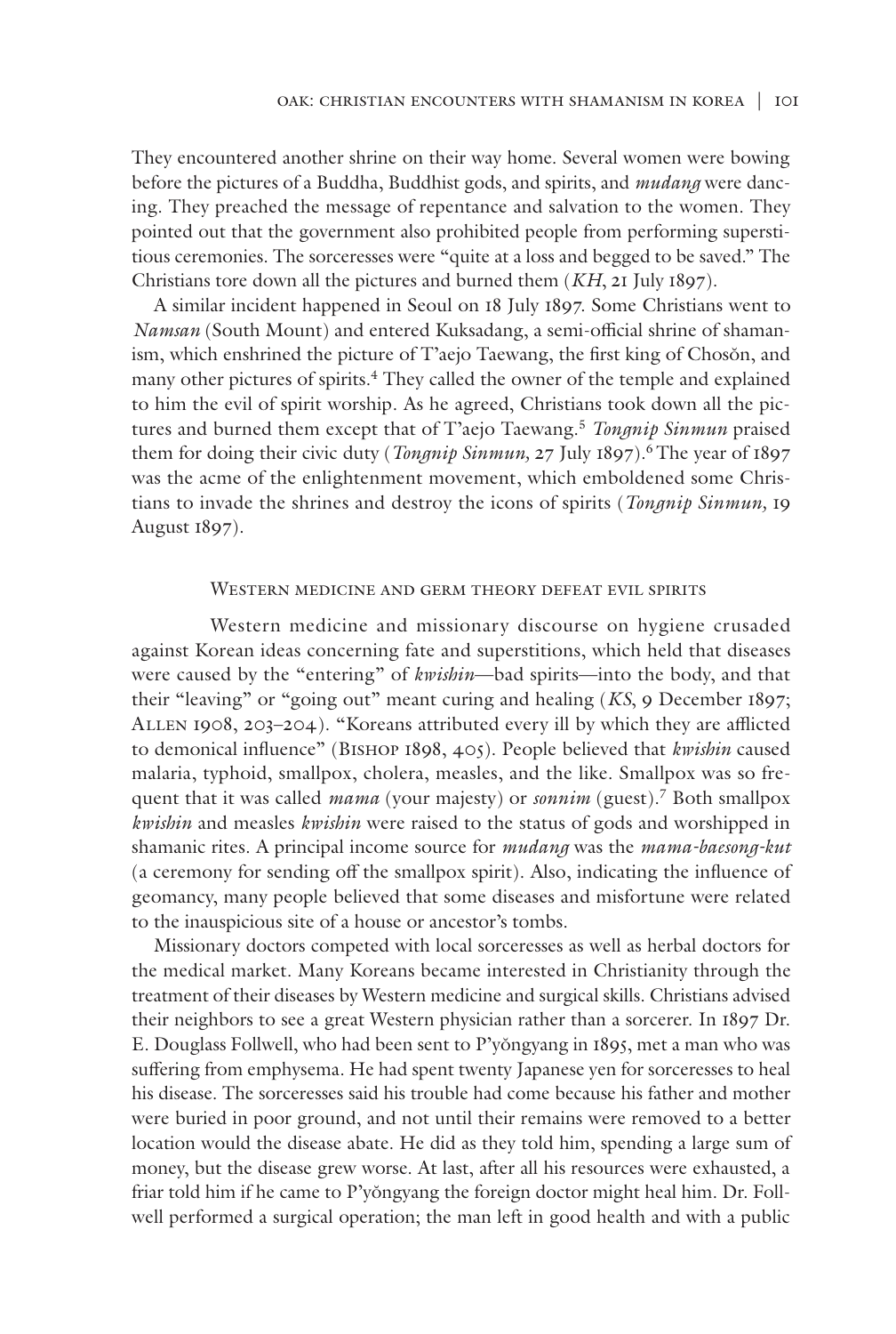They encountered another shrine on their way home. Several women were bowing before the pictures of a Buddha, Buddhist gods, and spirits, and *mudang* were dancing. They preached the message of repentance and salvation to the women. They pointed out that the government also prohibited people from performing superstitious ceremonies. The sorceresses were "quite at a loss and begged to be saved." The Christians tore down all the pictures and burned them (*KH*, 21 July 1897).

A similar incident happened in Seoul on 18 July 1897. Some Christians went to *Namsan* (South Mount) and entered Kuksadang, a semi-official shrine of shamanism, which enshrined the picture of T'aejo Taewang, the first king of Chosŏn, and many other pictures of spirits.[4] They called the owner of the temple and explained to him the evil of spirit worship. As he agreed, Christians took down all the pictures and burned them except that of T'aejo Taewang.[5] *Tongnip Sinmun* praised them for doing their civic duty (*Tongnip Sinmun*, 27 July 1897).[6] The year of 1897 was the acme of the enlightenment movement, which emboldened some Christians to invade the shrines and destroy the icons of spirits (*Tongnip Sinmun*, 19 August 1897).

## Western medicine and germ theory defeat evil spirits

Western medicine and missionary discourse on hygiene crusaded against Korean ideas concerning fate and superstitions, which held that diseases were caused by the "entering" of *kwishin*—bad spirits—into the body, and that their "leaving" or "going out" meant curing and healing (*KS*, 9 December 1897; Allen 1908, 203–204). "Koreans attributed every ill by which they are afflicted to demonical influence" (Bishop 1898, 405). People believed that *kwishin* caused malaria, typhoid, smallpox, cholera, measles, and the like. Smallpox was so frequent that it was called *mama* (your majesty) or *sonnim* (guest).[7] Both smallpox *kwishin* and measles *kwishin* were raised to the status of gods and worshipped in shamanic rites. A principal income source for *mudang* was the *mama-baesong-kut* (a ceremony for sending off the smallpox spirit). Also, indicating the influence of geomancy, many people believed that some diseases and misfortune were related to the inauspicious site of a house or ancestor's tombs.

Missionary doctors competed with local sorceresses as well as herbal doctors for the medical market. Many Koreans became interested in Christianity through the treatment of their diseases by Western medicine and surgical skills. Christians advised their neighbors to see a great Western physician rather than a sorcerer. In 1897 Dr. E. Douglass Follwell, who had been sent to P'yŏngyang in 1895, met a man who was suffering from emphysema. He had spent twenty Japanese yen for sorceresses to heal his disease. The sorceresses said his trouble had come because his father and mother were buried in poor ground, and not until their remains were removed to a better location would the disease abate. He did as they told him, spending a large sum of money, but the disease grew worse. At last, after all his resources were exhausted, a friar told him if he came to P'yŏngyang the foreign doctor might heal him. Dr. Follwell performed a surgical operation; the man left in good health and with a public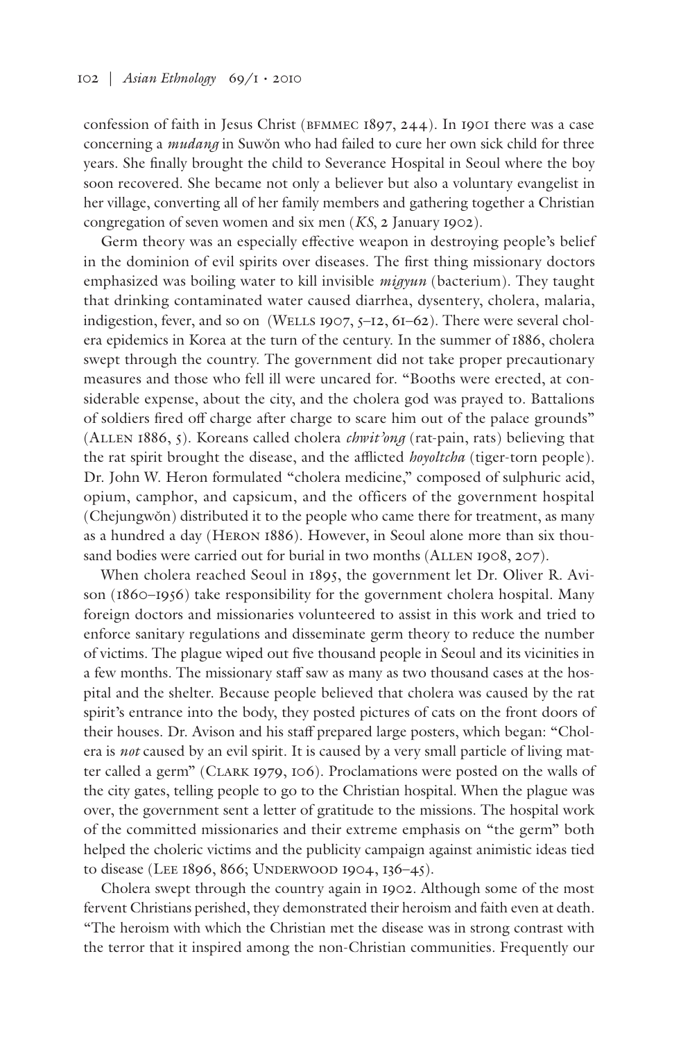confession of faith in Jesus Christ (BFMMEC 1897, 244). In 1901 there was a case concerning a *mudang* in Suwŏn who had failed to cure her own sick child for three years. She finally brought the child to Severance Hospital in Seoul where the boy soon recovered. She became not only a believer but also a voluntary evangelist in her village, converting all of her family members and gathering together a Christian congregation of seven women and six men (*KS*, 2 January 1902).

Germ theory was an especially effective weapon in destroying people's belief in the dominion of evil spirits over diseases. The first thing missionary doctors emphasized was boiling water to kill invisible *migyun* (bacterium). They taught that drinking contaminated water caused diarrhea, dysentery, cholera, malaria, indigestion, fever, and so on (Wells 1907, 5–12, 61–62). There were several cholera epidemics in Korea at the turn of the century. In the summer of 1886, cholera swept through the country. The government did not take proper precautionary measures and those who fell ill were uncared for. "Booths were erected, at considerable expense, about the city, and the cholera god was prayed to. Battalions of soldiers fired off charge after charge to scare him out of the palace grounds" (Allen 1886, 5). Koreans called cholera *chwit'ong* (rat-pain, rats) believing that the rat spirit brought the disease, and the afflicted *hoyoltcha* (tiger-torn people). Dr. John W. Heron formulated "cholera medicine," composed of sulphuric acid, opium, camphor, and capsicum, and the officers of the government hospital (Chejungwŏn) distributed it to the people who came there for treatment, as many as a hundred a day (Heron 1886). However, in Seoul alone more than six thousand bodies were carried out for burial in two months (Allen 1908, 207).

When cholera reached Seoul in 1895, the government let Dr. Oliver R. Avison (1860–1956) take responsibility for the government cholera hospital. Many foreign doctors and missionaries volunteered to assist in this work and tried to enforce sanitary regulations and disseminate germ theory to reduce the number of victims. The plague wiped out five thousand people in Seoul and its vicinities in a few months. The missionary staff saw as many as two thousand cases at the hospital and the shelter. Because people believed that cholera was caused by the rat spirit's entrance into the body, they posted pictures of cats on the front doors of their houses. Dr. Avison and his staff prepared large posters, which began: "Cholera is *not* caused by an evil spirit. It is caused by a very small particle of living matter called a germ" (Clark 1979, 106). Proclamations were posted on the walls of the city gates, telling people to go to the Christian hospital. When the plague was over, the government sent a letter of gratitude to the missions. The hospital work of the committed missionaries and their extreme emphasis on "the germ" both helped the choleric victims and the publicity campaign against animistic ideas tied to disease (Lee 1896, 866; Underwood 1904, 136–45).

Cholera swept through the country again in 1902. Although some of the most fervent Christians perished, they demonstrated their heroism and faith even at death. "The heroism with which the Christian met the disease was in strong contrast with the terror that it inspired among the non-Christian communities. Frequently our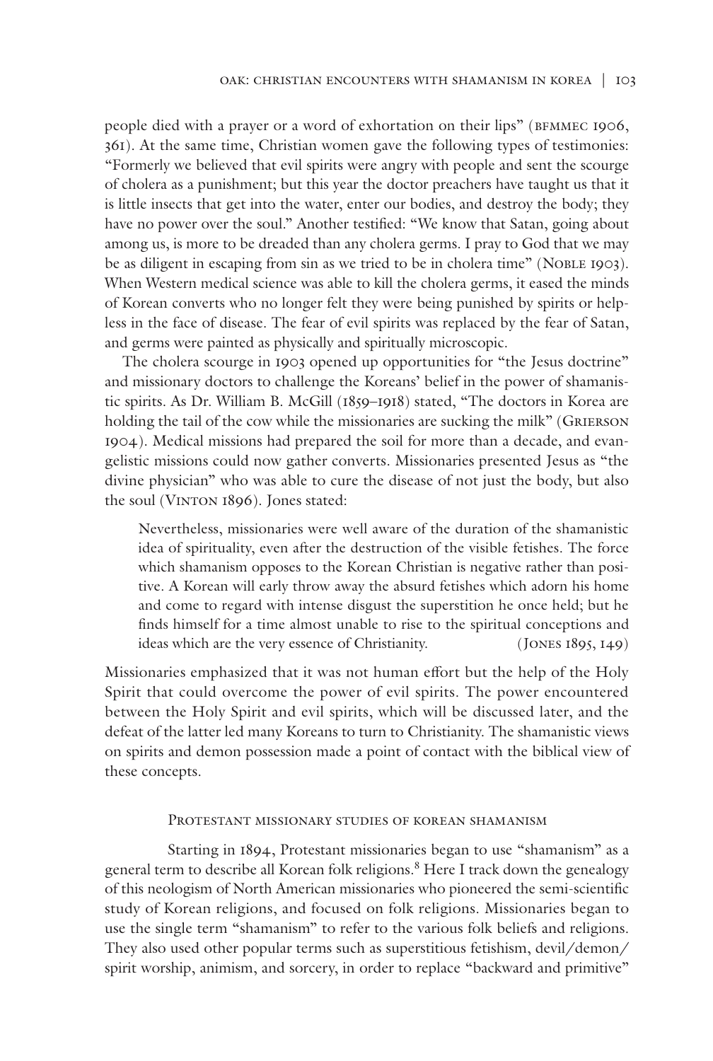people died with a prayer or a word of exhortation on their lips" (BFMMEC 1906, 361). At the same time, Christian women gave the following types of testimonies: "Formerly we believed that evil spirits were angry with people and sent the scourge of cholera as a punishment; but this year the doctor preachers have taught us that it is little insects that get into the water, enter our bodies, and destroy the body; they have no power over the soul." Another testified: "We know that Satan, going about among us, is more to be dreaded than any cholera germs. I pray to God that we may be as diligent in escaping from sin as we tried to be in cholera time" (Noble 1903). When Western medical science was able to kill the cholera germs, it eased the minds of Korean converts who no longer felt they were being punished by spirits or helpless in the face of disease. The fear of evil spirits was replaced by the fear of Satan, and germs were painted as physically and spiritually microscopic.

The cholera scourge in 1903 opened up opportunities for "the Jesus doctrine" and missionary doctors to challenge the Koreans' belief in the power of shamanistic spirits. As Dr. William B. McGill (1859–1918) stated, "The doctors in Korea are holding the tail of the cow while the missionaries are sucking the milk" (Grierson 1904). Medical missions had prepared the soil for more than a decade, and evangelistic missions could now gather converts. Missionaries presented Jesus as "the divine physician" who was able to cure the disease of not just the body, but also the soul (Vinton 1896). Jones stated:

> Nevertheless, missionaries were well aware of the duration of the shamanistic idea of spirituality, even after the destruction of the visible fetishes. The force which shamanism opposes to the Korean Christian is negative rather than positive. A Korean will early throw away the absurd fetishes which adorn his home and come to regard with intense disgust the superstition he once held; but he finds himself for a time almost unable to rise to the spiritual conceptions and ideas which are the very essence of Christianity. (Jones 1895, 149)

Missionaries emphasized that it was not human effort but the help of the Holy Spirit that could overcome the power of evil spirits. The power encountered between the Holy Spirit and evil spirits, which will be discussed later, and the defeat of the latter led many Koreans to turn to Christianity. The shamanistic views on spirits and demon possession made a point of contact with the biblical view of these concepts.

## Protestant missionary studies of korean shamanism

Starting in 1894, Protestant missionaries began to use "shamanism" as a general term to describe all Korean folk religions.[8] Here I track down the genealogy of this neologism of North American missionaries who pioneered the semi-scientific study of Korean religions, and focused on folk religions. Missionaries began to use the single term "shamanism" to refer to the various folk beliefs and religions. They also used other popular terms such as superstitious fetishism, devil/demon/spirit worship, animism, and sorcery, in order to replace "backward and primitive"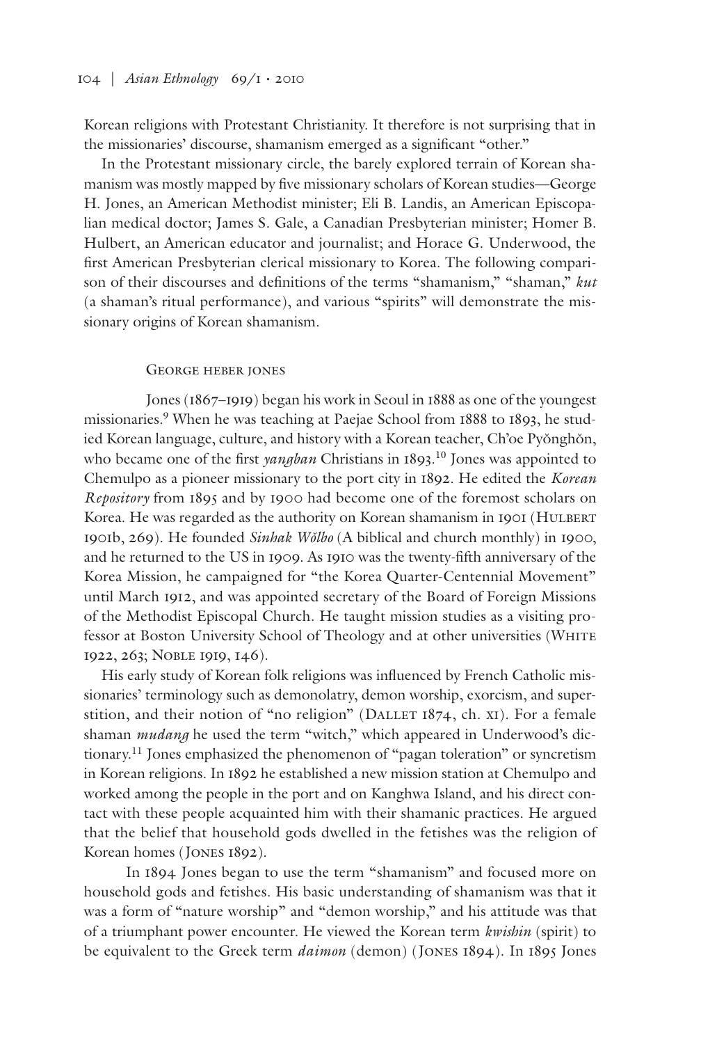Korean religions with Protestant Christianity. It therefore is not surprising that in the missionaries' discourse, shamanism emerged as a significant "other."

In the Protestant missionary circle, the barely explored terrain of Korean shamanism was mostly mapped by five missionary scholars of Korean studies—George H. Jones, an American Methodist minister; Eli B. Landis, an American Episcopalian medical doctor; James S. Gale, a Canadian Presbyterian minister; Homer B. Hulbert, an American educator and journalist; and Horace G. Underwood, the first American Presbyterian clerical missionary to Korea. The following comparison of their discourses and definitions of the terms "shamanism," "shaman," *kut* (a shaman's ritual performance), and various "spirits" will demonstrate the missionary origins of Korean shamanism.

### George Heber Jones

Jones (1867–1919) began his work in Seoul in 1888 as one of the youngest missionaries.[9] When he was teaching at Paejae School from 1888 to 1893, he studied Korean language, culture, and history with a Korean teacher, Ch'oe Pyŏnghŏn, who became one of the first *yangban* Christians in 1893.[10] Jones was appointed to Chemulpo as a pioneer missionary to the port city in 1892. He edited the *Korean Repository* from 1895 and by 1900 had become one of the foremost scholars on Korea. He was regarded as the authority on Korean shamanism in 1901 (Hulbert 1901b, 269). He founded *Sinhak Wŏlbo* (A biblical and church monthly) in 1900, and he returned to the US in 1909. As 1910 was the twenty-fifth anniversary of the Korea Mission, he campaigned for "the Korea Quarter-Centennial Movement" until March 1912, and was appointed secretary of the Board of Foreign Missions of the Methodist Episcopal Church. He taught mission studies as a visiting professor at Boston University School of Theology and at other universities (White 1922, 263; Noble 1919, 146).

His early study of Korean folk religions was influenced by French Catholic missionaries' terminology such as demonolatry, demon worship, exorcism, and superstition, and their notion of "no religion" (Dallet 1874, ch. xi). For a female shaman *mudang* he used the term "witch," which appeared in Underwood's dictionary.[11] Jones emphasized the phenomenon of "pagan toleration" or syncretism in Korean religions. In 1892 he established a new mission station at Chemulpo and worked among the people in the port and on Kanghwa Island, and his direct contact with these people acquainted him with their shamanic practices. He argued that the belief that household gods dwelled in the fetishes was the religion of Korean homes (Jones 1892).

In 1894 Jones began to use the term "shamanism" and focused more on household gods and fetishes. His basic understanding of shamanism was that it was a form of "nature worship" and "demon worship," and his attitude was that of a triumphant power encounter. He viewed the Korean term *kwishin* (spirit) to be equivalent to the Greek term *daimon* (demon) (Jones 1894). In 1895 Jones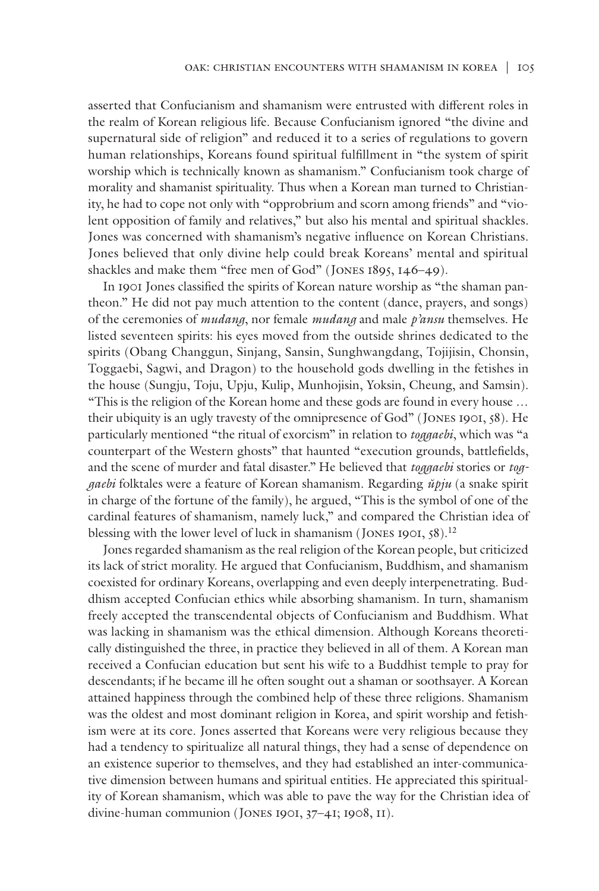asserted that Confucianism and shamanism were entrusted with different roles in the realm of Korean religious life. Because Confucianism ignored "the divine and supernatural side of religion" and reduced it to a series of regulations to govern human relationships, Koreans found spiritual fulfillment in "the system of spirit worship which is technically known as shamanism." Confucianism took charge of morality and shamanist spirituality. Thus when a Korean man turned to Christianity, he had to cope not only with "opprobrium and scorn among friends" and "violent opposition of family and relatives," but also his mental and spiritual shackles. Jones was concerned with shamanism's negative influence on Korean Christians. Jones believed that only divine help could break Koreans' mental and spiritual shackles and make them "free men of God" (Jones 1895, 146–49).

In 1901 Jones classified the spirits of Korean nature worship as "the shaman pantheon." He did not pay much attention to the content (dance, prayers, and songs) of the ceremonies of *mudang*, nor female *mudang* and male *p'ansu* themselves. He listed seventeen spirits: his eyes moved from the outside shrines dedicated to the spirits (Obang Changgun, Sinjang, Sansin, Sunghwangdang, Tojijisin, Chonsin, Toggaebi, Sagwi, and Dragon) to the household gods dwelling in the fetishes in the house (Sungju, Toju, Upju, Kulip, Munhojisin, Yoksin, Cheung, and Samsin). "This is the religion of the Korean home and these gods are found in every house … their ubiquity is an ugly travesty of the omnipresence of God" (Jones 1901, 58). He particularly mentioned "the ritual of exorcism" in relation to *toggaebi*, which was "a counterpart of the Western ghosts" that haunted "execution grounds, battlefields, and the scene of murder and fatal disaster." He believed that *toggaebi* stories or *toggaebi* folktales were a feature of Korean shamanism. Regarding *ŭpju* (a snake spirit in charge of the fortune of the family), he argued, "This is the symbol of one of the cardinal features of shamanism, namely luck," and compared the Christian idea of blessing with the lower level of luck in shamanism (Jones 1901, 58).[12]

Jones regarded shamanism as the real religion of the Korean people, but criticized its lack of strict morality. He argued that Confucianism, Buddhism, and shamanism coexisted for ordinary Koreans, overlapping and even deeply interpenetrating. Buddhism accepted Confucian ethics while absorbing shamanism. In turn, shamanism freely accepted the transcendental objects of Confucianism and Buddhism. What was lacking in shamanism was the ethical dimension. Although Koreans theoretically distinguished the three, in practice they believed in all of them. A Korean man received a Confucian education but sent his wife to a Buddhist temple to pray for descendants; if he became ill he often sought out a shaman or soothsayer. A Korean attained happiness through the combined help of these three religions. Shamanism was the oldest and most dominant religion in Korea, and spirit worship and fetishism were at its core. Jones asserted that Koreans were very religious because they had a tendency to spiritualize all natural things, they had a sense of dependence on an existence superior to themselves, and they had established an inter-communicative dimension between humans and spiritual entities. He appreciated this spirituality of Korean shamanism, which was able to pave the way for the Christian idea of divine-human communion (Jones 1901, 37–41; 1908, 11).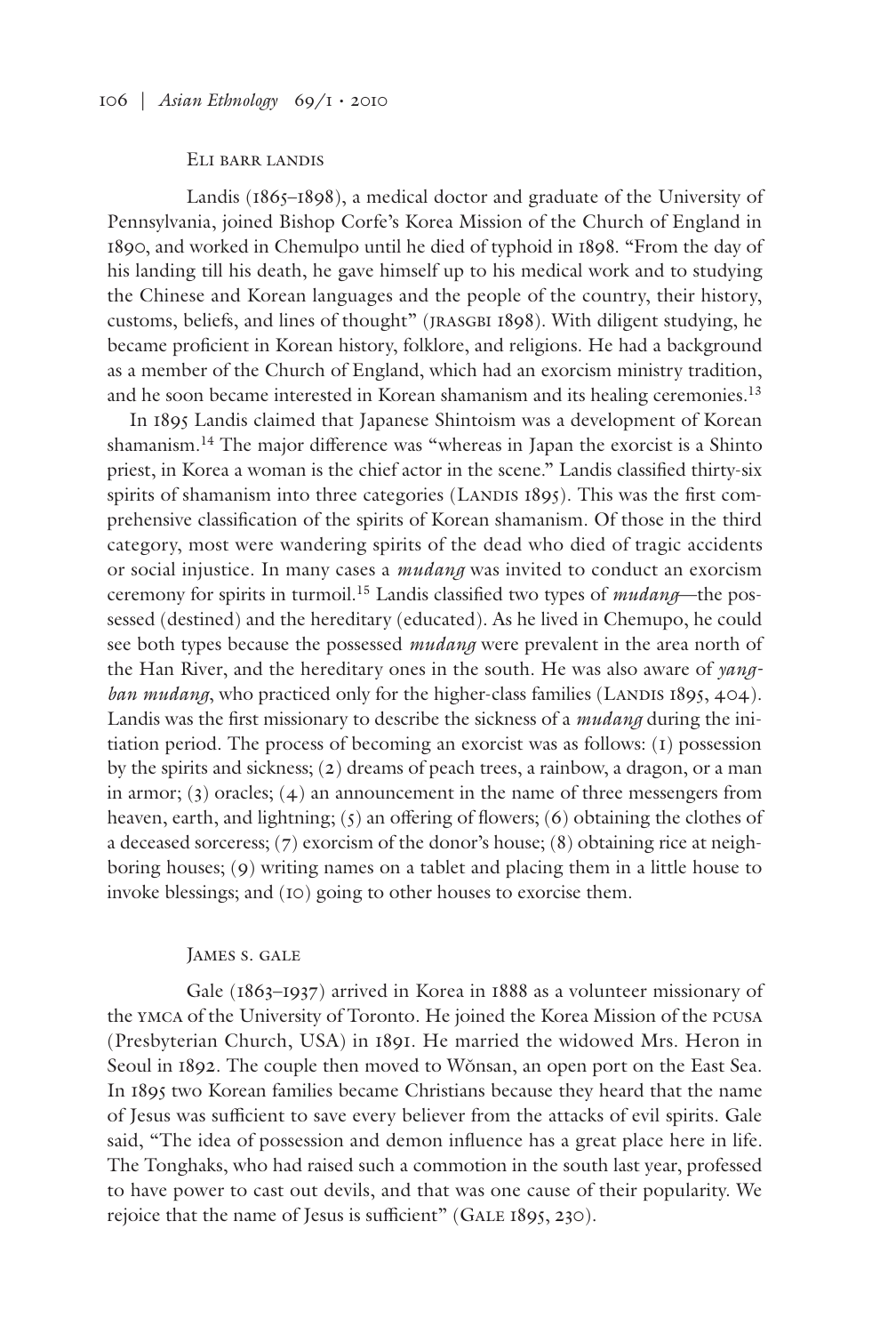### Eli barr landis

Landis (1865–1898), a medical doctor and graduate of the University of Pennsylvania, joined Bishop Corfe's Korea Mission of the Church of England in 1890, and worked in Chemulpo until he died of typhoid in 1898. "From the day of his landing till his death, he gave himself up to his medical work and to studying the Chinese and Korean languages and the people of the country, their history, customs, beliefs, and lines of thought" (JRASGBI 1898). With diligent studying, he became proficient in Korean history, folklore, and religions. He had a background as a member of the Church of England, which had an exorcism ministry tradition, and he soon became interested in Korean shamanism and its healing ceremonies.[13]

In 1895 Landis claimed that Japanese Shintoism was a development of Korean shamanism.[14] The major difference was "whereas in Japan the exorcist is a Shinto priest, in Korea a woman is the chief actor in the scene." Landis classified thirty-six spirits of shamanism into three categories (Landis 1895). This was the first comprehensive classification of the spirits of Korean shamanism. Of those in the third category, most were wandering spirits of the dead who died of tragic accidents or social injustice. In many cases a *mudang* was invited to conduct an exorcism ceremony for spirits in turmoil.[15] Landis classified two types of *mudang*—the possessed (destined) and the hereditary (educated). As he lived in Chemupo, he could see both types because the possessed *mudang* were prevalent in the area north of the Han River, and the hereditary ones in the south. He was also aware of *yangban mudang*, who practiced only for the higher-class families (Landis 1895, 404). Landis was the first missionary to describe the sickness of a *mudang* during the initiation period. The process of becoming an exorcist was as follows: (1) possession by the spirits and sickness; (2) dreams of peach trees, a rainbow, a dragon, or a man in armor; (3) oracles; (4) an announcement in the name of three messengers from heaven, earth, and lightning; (5) an offering of flowers; (6) obtaining the clothes of a deceased sorceress; (7) exorcism of the donor's house; (8) obtaining rice at neighboring houses; (9) writing names on a tablet and placing them in a little house to invoke blessings; and (10) going to other houses to exorcise them.

### James s. gale

Gale (1863–1937) arrived in Korea in 1888 as a volunteer missionary of the YMCA of the University of Toronto. He joined the Korea Mission of the PCUSA (Presbyterian Church, USA) in 1891. He married the widowed Mrs. Heron in Seoul in 1892. The couple then moved to Wŏnsan, an open port on the East Sea. In 1895 two Korean families became Christians because they heard that the name of Jesus was sufficient to save every believer from the attacks of evil spirits. Gale said, "The idea of possession and demon influence has a great place here in life. The Tonghaks, who had raised such a commotion in the south last year, professed to have power to cast out devils, and that was one cause of their popularity. We rejoice that the name of Jesus is sufficient" (Gale 1895, 230).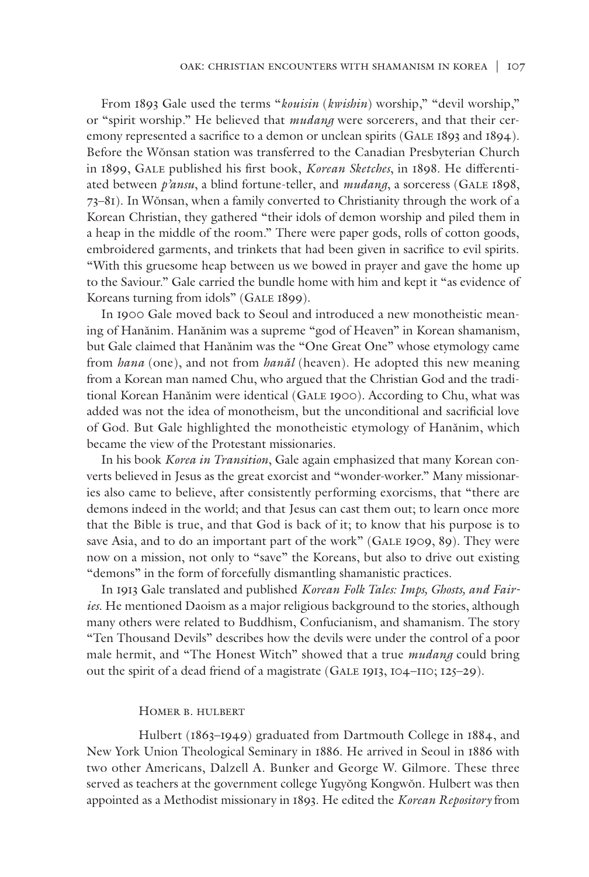From 1893 Gale used the terms "*kouisin* (*kwishin*) worship," "devil worship," or "spirit worship." He believed that *mudang* were sorcerers, and that their ceremony represented a sacrifice to a demon or unclean spirits (Gale 1893 and 1894). Before the Wŏnsan station was transferred to the Canadian Presbyterian Church in 1899, Gale published his first book, *Korean Sketches*, in 1898. He differentiated between *p'ansu*, a blind fortune-teller, and *mudang*, a sorceress (Gale 1898, 73–81). In Wŏnsan, when a family converted to Christianity through the work of a Korean Christian, they gathered "their idols of demon worship and piled them in a heap in the middle of the room." There were paper gods, rolls of cotton goods, embroidered garments, and trinkets that had been given in sacrifice to evil spirits. "With this gruesome heap between us we bowed in prayer and gave the home up to the Saviour." Gale carried the bundle home with him and kept it "as evidence of Koreans turning from idols" (Gale 1899).

In 1900 Gale moved back to Seoul and introduced a new monotheistic meaning of Hanănim. Hanănim was a supreme "god of Heaven" in Korean shamanism, but Gale claimed that Hanănim was the "One Great One" whose etymology came from *hana* (one), and not from *hanăl* (heaven). He adopted this new meaning from a Korean man named Chu, who argued that the Christian God and the traditional Korean Hanănim were identical (Gale 1900). According to Chu, what was added was not the idea of monotheism, but the unconditional and sacrificial love of God. But Gale highlighted the monotheistic etymology of Hanănim, which became the view of the Protestant missionaries.

In his book *Korea in Transition*, Gale again emphasized that many Korean converts believed in Jesus as the great exorcist and "wonder-worker." Many missionaries also came to believe, after consistently performing exorcisms, that "there are demons indeed in the world; and that Jesus can cast them out; to learn once more that the Bible is true, and that God is back of it; to know that his purpose is to save Asia, and to do an important part of the work" (Gale 1909, 89). They were now on a mission, not only to "save" the Koreans, but also to drive out existing "demons" in the form of forcefully dismantling shamanistic practices.

In 1913 Gale translated and published *Korean Folk Tales: Imps, Ghosts, and Fairies*. He mentioned Daoism as a major religious background to the stories, although many others were related to Buddhism, Confucianism, and shamanism. The story "Ten Thousand Devils" describes how the devils were under the control of a poor male hermit, and "The Honest Witch" showed that a true *mudang* could bring out the spirit of a dead friend of a magistrate (Gale 1913, 104–110; 125–29).

### Homer B. Hulbert

Hulbert (1863–1949) graduated from Dartmouth College in 1884, and New York Union Theological Seminary in 1886. He arrived in Seoul in 1886 with two other Americans, Dalzell A. Bunker and George W. Gilmore. These three served as teachers at the government college Yugyŏng Kongwŏn. Hulbert was then appointed as a Methodist missionary in 1893. He edited the *Korean Repository* from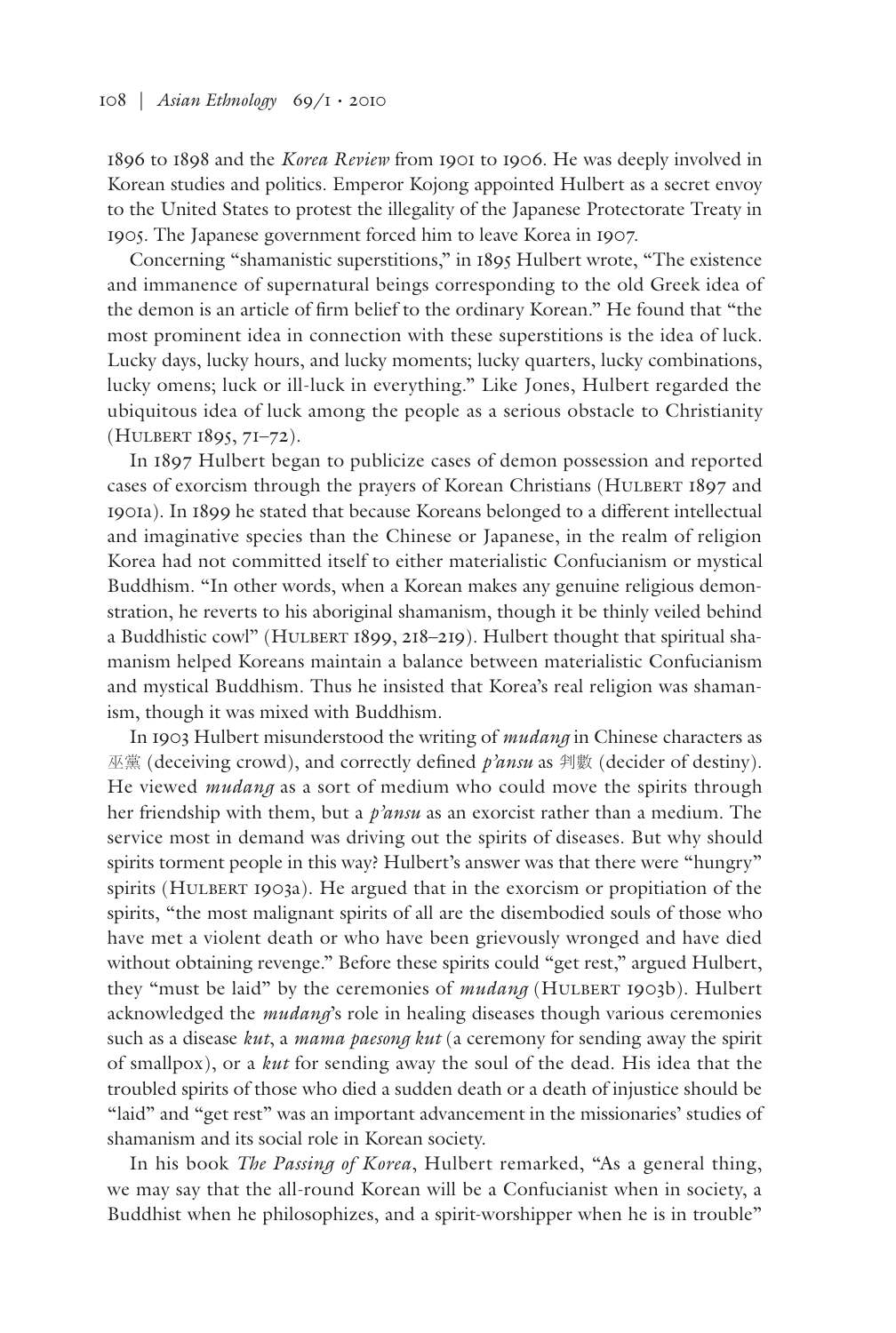1896 to 1898 and the *Korea Review* from 1901 to 1906. He was deeply involved in Korean studies and politics. Emperor Kojong appointed Hulbert as a secret envoy to the United States to protest the illegality of the Japanese Protectorate Treaty in 1905. The Japanese government forced him to leave Korea in 1907.

Concerning "shamanistic superstitions," in 1895 Hulbert wrote, "The existence and immanence of supernatural beings corresponding to the old Greek idea of the demon is an article of firm belief to the ordinary Korean." He found that "the most prominent idea in connection with these superstitions is the idea of luck. Lucky days, lucky hours, and lucky moments; lucky quarters, lucky combinations, lucky omens; luck or ill-luck in everything." Like Jones, Hulbert regarded the ubiquitous idea of luck among the people as a serious obstacle to Christianity (Hulbert 1895, 71–72).

In 1897 Hulbert began to publicize cases of demon possession and reported cases of exorcism through the prayers of Korean Christians (Hulbert 1897 and 1901a). In 1899 he stated that because Koreans belonged to a different intellectual and imaginative species than the Chinese or Japanese, in the realm of religion Korea had not committed itself to either materialistic Confucianism or mystical Buddhism. "In other words, when a Korean makes any genuine religious demonstration, he reverts to his aboriginal shamanism, though it be thinly veiled behind a Buddhistic cowl" (Hulbert 1899, 218–219). Hulbert thought that spiritual shamanism helped Koreans maintain a balance between materialistic Confucianism and mystical Buddhism. Thus he insisted that Korea's real religion was shamanism, though it was mixed with Buddhism.

In 1903 Hulbert misunderstood the writing of *mudang* in Chinese characters as 巫黨 (deceiving crowd), and correctly defined *p'ansu* as 判數 (decider of destiny). He viewed *mudang* as a sort of medium who could move the spirits through her friendship with them, but a *p'ansu* as an exorcist rather than a medium. The service most in demand was driving out the spirits of diseases. But why should spirits torment people in this way? Hulbert's answer was that there were "hungry" spirits (Hulbert 1903a). He argued that in the exorcism or propitiation of the spirits, "the most malignant spirits of all are the disembodied souls of those who have met a violent death or who have been grievously wronged and have died without obtaining revenge." Before these spirits could "get rest," argued Hulbert, they "must be laid" by the ceremonies of *mudang* (Hulbert 1903b). Hulbert acknowledged the *mudang*'s role in healing diseases though various ceremonies such as a disease *kut*, a *mama paesong kut* (a ceremony for sending away the spirit of smallpox), or a *kut* for sending away the soul of the dead. His idea that the troubled spirits of those who died a sudden death or a death of injustice should be "laid" and "get rest" was an important advancement in the missionaries' studies of shamanism and its social role in Korean society.

In his book *The Passing of Korea*, Hulbert remarked, "As a general thing, we may say that the all-round Korean will be a Confucianist when in society, a Buddhist when he philosophizes, and a spirit-worshipper when he is in trouble"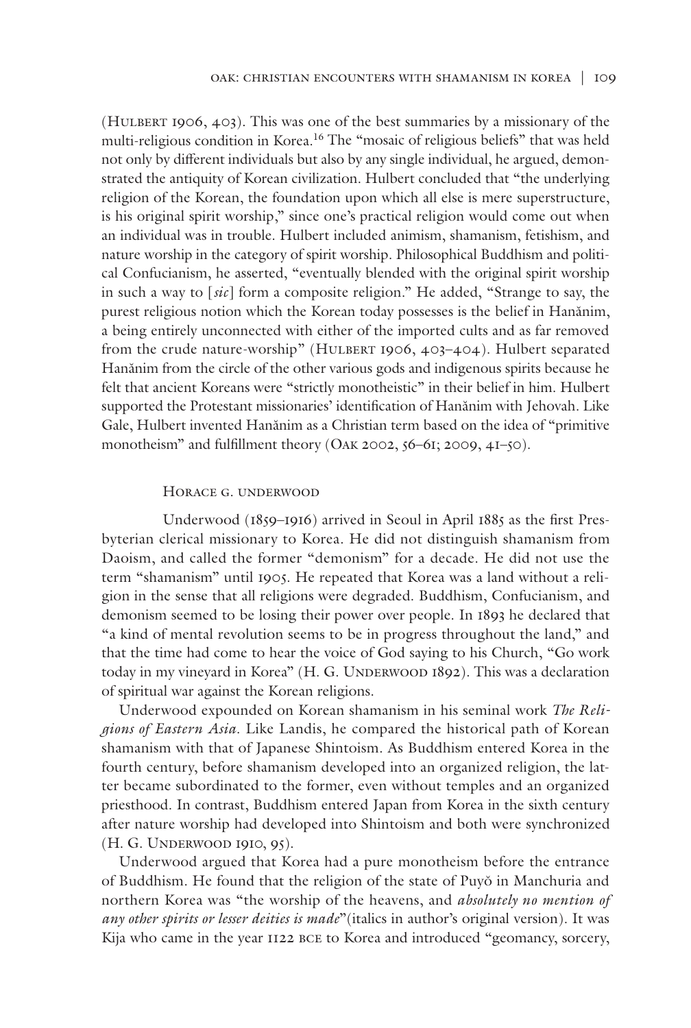(Hulbert 1906, 403). This was one of the best summaries by a missionary of the multi-religious condition in Korea.[16] The "mosaic of religious beliefs" that was held not only by different individuals but also by any single individual, he argued, demonstrated the antiquity of Korean civilization. Hulbert concluded that "the underlying religion of the Korean, the foundation upon which all else is mere superstructure, is his original spirit worship," since one's practical religion would come out when an individual was in trouble. Hulbert included animism, shamanism, fetishism, and nature worship in the category of spirit worship. Philosophical Buddhism and political Confucianism, he asserted, "eventually blended with the original spirit worship in such a way to [*sic*] form a composite religion." He added, "Strange to say, the purest religious notion which the Korean today possesses is the belief in Hanănim, a being entirely unconnected with either of the imported cults and as far removed from the crude nature-worship" (Hulbert 1906, 403–404). Hulbert separated Hanănim from the circle of the other various gods and indigenous spirits because he felt that ancient Koreans were "strictly monotheistic" in their belief in him. Hulbert supported the Protestant missionaries' identification of Hanănim with Jehovah. Like Gale, Hulbert invented Hanănim as a Christian term based on the idea of "primitive monotheism" and fulfillment theory (Oak 2002, 56–61; 2009, 41–50).

### Horace G. Underwood

Underwood (1859–1916) arrived in Seoul in April 1885 as the first Presbyterian clerical missionary to Korea. He did not distinguish shamanism from Daoism, and called the former "demonism" for a decade. He did not use the term "shamanism" until 1905. He repeated that Korea was a land without a religion in the sense that all religions were degraded. Buddhism, Confucianism, and demonism seemed to be losing their power over people. In 1893 he declared that "a kind of mental revolution seems to be in progress throughout the land," and that the time had come to hear the voice of God saying to his Church, "Go work today in my vineyard in Korea" (H. G. Underwood 1892). This was a declaration of spiritual war against the Korean religions.

Underwood expounded on Korean shamanism in his seminal work *The Religions of Eastern Asia*. Like Landis, he compared the historical path of Korean shamanism with that of Japanese Shintoism. As Buddhism entered Korea in the fourth century, before shamanism developed into an organized religion, the latter became subordinated to the former, even without temples and an organized priesthood. In contrast, Buddhism entered Japan from Korea in the sixth century after nature worship had developed into Shintoism and both were synchronized (H. G. Underwood 1910, 95).

Underwood argued that Korea had a pure monotheism before the entrance of Buddhism. He found that the religion of the state of Puyŏ in Manchuria and northern Korea was "the worship of the heavens, and *absolutely no mention of any other spirits or lesser deities is made*"(italics in author's original version). It was Kija who came in the year 1122 bce to Korea and introduced "geomancy, sorcery,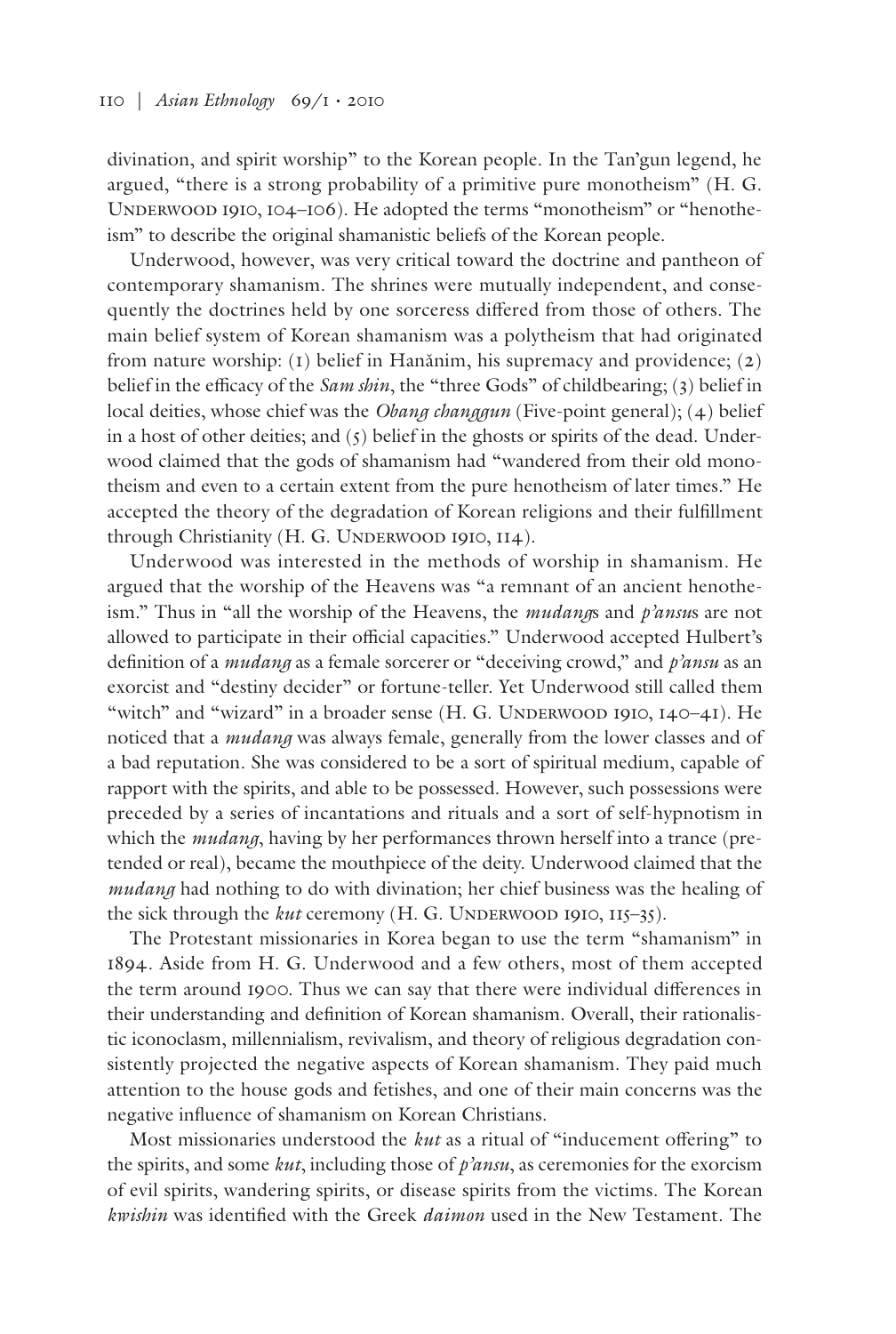divination, and spirit worship" to the Korean people. In the Tan'gun legend, he argued, "there is a strong probability of a primitive pure monotheism" (H. G. Underwood 1910, 104–106). He adopted the terms "monotheism" or "henotheism" to describe the original shamanistic beliefs of the Korean people.

Underwood, however, was very critical toward the doctrine and pantheon of contemporary shamanism. The shrines were mutually independent, and consequently the doctrines held by one sorceress differed from those of others. The main belief system of Korean shamanism was a polytheism that had originated from nature worship: (1) belief in Hanănim, his supremacy and providence; (2) belief in the efficacy of the *Sam shin*, the "three Gods" of childbearing; (3) belief in local deities, whose chief was the *Obang changgun* (Five-point general); (4) belief in a host of other deities; and (5) belief in the ghosts or spirits of the dead. Underwood claimed that the gods of shamanism had "wandered from their old monotheism and even to a certain extent from the pure henotheism of later times." He accepted the theory of the degradation of Korean religions and their fulfillment through Christianity (H. G. Underwood 1910, 114).

Underwood was interested in the methods of worship in shamanism. He argued that the worship of the Heavens was "a remnant of an ancient henotheism." Thus in "all the worship of the Heavens, the *mudang*s and *p'ansu*s are not allowed to participate in their official capacities." Underwood accepted Hulbert's definition of a *mudang* as a female sorcerer or "deceiving crowd," and *p'ansu* as an exorcist and "destiny decider" or fortune-teller. Yet Underwood still called them "witch" and "wizard" in a broader sense (H. G. Underwood 1910, 140–41). He noticed that a *mudang* was always female, generally from the lower classes and of a bad reputation. She was considered to be a sort of spiritual medium, capable of rapport with the spirits, and able to be possessed. However, such possessions were preceded by a series of incantations and rituals and a sort of self-hypnotism in which the *mudang*, having by her performances thrown herself into a trance (pretended or real), became the mouthpiece of the deity. Underwood claimed that the *mudang* had nothing to do with divination; her chief business was the healing of the sick through the *kut* ceremony (H. G. Underwood 1910, 115–35).

The Protestant missionaries in Korea began to use the term "shamanism" in 1894. Aside from H. G. Underwood and a few others, most of them accepted the term around 1900. Thus we can say that there were individual differences in their understanding and definition of Korean shamanism. Overall, their rationalistic iconoclasm, millennialism, revivalism, and theory of religious degradation consistently projected the negative aspects of Korean shamanism. They paid much attention to the house gods and fetishes, and one of their main concerns was the negative influence of shamanism on Korean Christians.

Most missionaries understood the *kut* as a ritual of "inducement offering" to the spirits, and some *kut*, including those of *p'ansu*, as ceremonies for the exorcism of evil spirits, wandering spirits, or disease spirits from the victims. The Korean *kwishin* was identified with the Greek *daimon* used in the New Testament. The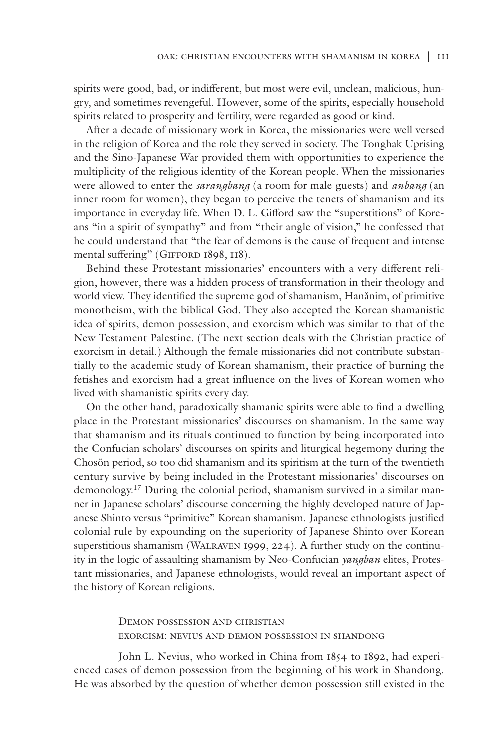spirits were good, bad, or indifferent, but most were evil, unclean, malicious, hungry, and sometimes revengeful. However, some of the spirits, especially household spirits related to prosperity and fertility, were regarded as good or kind.

After a decade of missionary work in Korea, the missionaries were well versed in the religion of Korea and the role they served in society. The Tonghak Uprising and the Sino-Japanese War provided them with opportunities to experience the multiplicity of the religious identity of the Korean people. When the missionaries were allowed to enter the *sarangbang* (a room for male guests) and *anbang* (an inner room for women), they began to perceive the tenets of shamanism and its importance in everyday life. When D. L. Gifford saw the "superstitions" of Koreans "in a spirit of sympathy" and from "their angle of vision," he confessed that he could understand that "the fear of demons is the cause of frequent and intense mental suffering" (Gifford 1898, 118).

Behind these Protestant missionaries' encounters with a very different religion, however, there was a hidden process of transformation in their theology and world view. They identified the supreme god of shamanism, Hanănim, of primitive monotheism, with the biblical God. They also accepted the Korean shamanistic idea of spirits, demon possession, and exorcism which was similar to that of the New Testament Palestine. (The next section deals with the Christian practice of exorcism in detail.) Although the female missionaries did not contribute substantially to the academic study of Korean shamanism, their practice of burning the fetishes and exorcism had a great influence on the lives of Korean women who lived with shamanistic spirits every day.

On the other hand, paradoxically shamanic spirits were able to find a dwelling place in the Protestant missionaries' discourses on shamanism. In the same way that shamanism and its rituals continued to function by being incorporated into the Confucian scholars' discourses on spirits and liturgical hegemony during the Chosŏn period, so too did shamanism and its spiritism at the turn of the twentieth century survive by being included in the Protestant missionaries' discourses on demonology.[17] During the colonial period, shamanism survived in a similar manner in Japanese scholars' discourse concerning the highly developed nature of Japanese Shinto versus "primitive" Korean shamanism. Japanese ethnologists justified colonial rule by expounding on the superiority of Japanese Shinto over Korean superstitious shamanism (Walraven 1999, 224). A further study on the continuity in the logic of assaulting shamanism by Neo-Confucian *yangban* elites, Protestant missionaries, and Japanese ethnologists, would reveal an important aspect of the history of Korean religions.

## Demon possession and christian exorcism: nevius and demon possession in shandong

John L. Nevius, who worked in China from 1854 to 1892, had experienced cases of demon possession from the beginning of his work in Shandong. He was absorbed by the question of whether demon possession still existed in the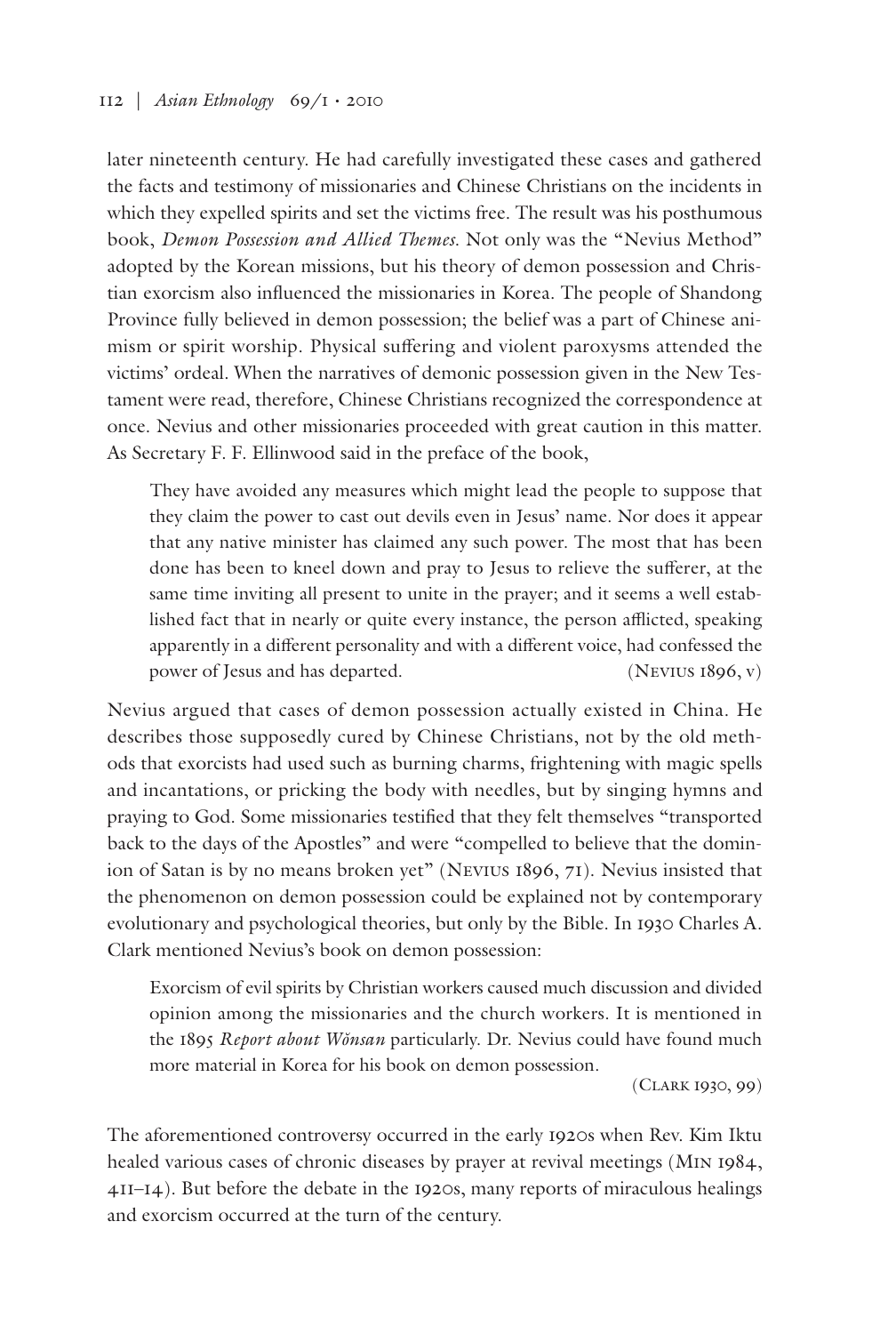later nineteenth century. He had carefully investigated these cases and gathered the facts and testimony of missionaries and Chinese Christians on the incidents in which they expelled spirits and set the victims free. The result was his posthumous book, *Demon Possession and Allied Themes*. Not only was the "Nevius Method" adopted by the Korean missions, but his theory of demon possession and Christian exorcism also influenced the missionaries in Korea. The people of Shandong Province fully believed in demon possession; the belief was a part of Chinese animism or spirit worship. Physical suffering and violent paroxysms attended the victims' ordeal. When the narratives of demonic possession given in the New Testament were read, therefore, Chinese Christians recognized the correspondence at once. Nevius and other missionaries proceeded with great caution in this matter. As Secretary F. F. Ellinwood said in the preface of the book,

> They have avoided any measures which might lead the people to suppose that they claim the power to cast out devils even in Jesus' name. Nor does it appear that any native minister has claimed any such power. The most that has been done has been to kneel down and pray to Jesus to relieve the sufferer, at the same time inviting all present to unite in the prayer; and it seems a well established fact that in nearly or quite every instance, the person afflicted, speaking apparently in a different personality and with a different voice, had confessed the power of Jesus and has departed. (Nevius 1896, v)

Nevius argued that cases of demon possession actually existed in China. He describes those supposedly cured by Chinese Christians, not by the old methods that exorcists had used such as burning charms, frightening with magic spells and incantations, or pricking the body with needles, but by singing hymns and praying to God. Some missionaries testified that they felt themselves "transported back to the days of the Apostles" and were "compelled to believe that the dominion of Satan is by no means broken yet" (Nevius 1896, 71). Nevius insisted that the phenomenon on demon possession could be explained not by contemporary evolutionary and psychological theories, but only by the Bible. In 1930 Charles A. Clark mentioned Nevius's book on demon possession:

> Exorcism of evil spirits by Christian workers caused much discussion and divided opinion among the missionaries and the church workers. It is mentioned in the 1895 *Report about Wŏnsan* particularly. Dr. Nevius could have found much more material in Korea for his book on demon possession. (Clark 1930, 99)

The aforementioned controversy occurred in the early 1920s when Rev. Kim Iktu healed various cases of chronic diseases by prayer at revival meetings (Min 1984, 411–14). But before the debate in the 1920s, many reports of miraculous healings and exorcism occurred at the turn of the century.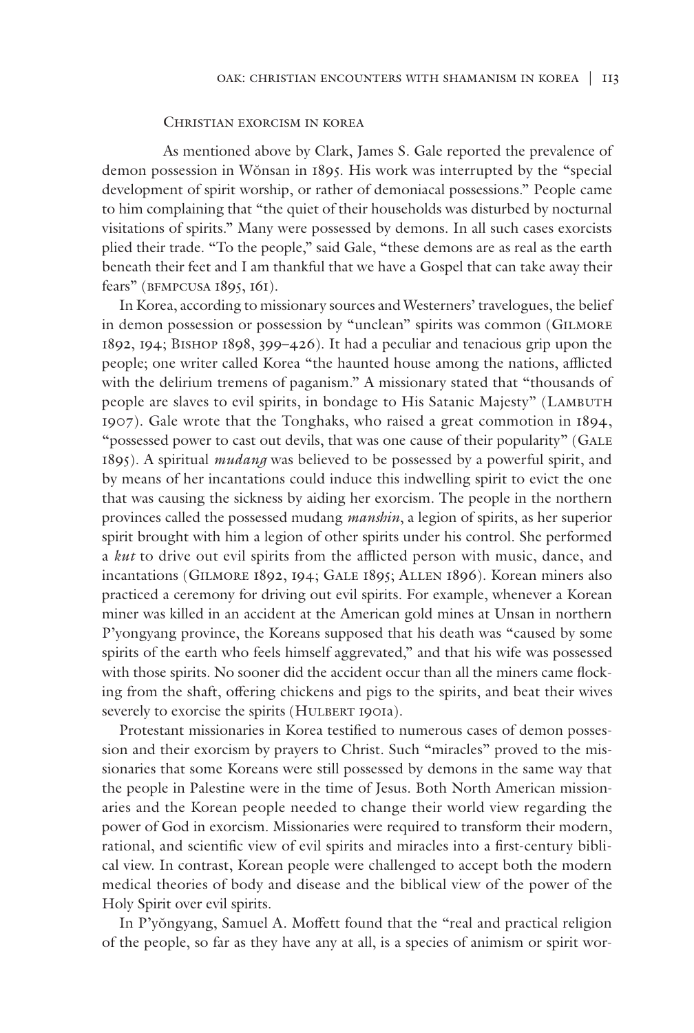## Christian exorcism in korea

As mentioned above by Clark, James S. Gale reported the prevalence of demon possession in Wŏnsan in 1895. His work was interrupted by the "special development of spirit worship, or rather of demoniacal possessions." People came to him complaining that "the quiet of their households was disturbed by nocturnal visitations of spirits." Many were possessed by demons. In all such cases exorcists plied their trade. "To the people," said Gale, "these demons are as real as the earth beneath their feet and I am thankful that we have a Gospel that can take away their fears" (bfmpcusa 1895, 161).

In Korea, according to missionary sources and Westerners' travelogues, the belief in demon possession or possession by "unclean" spirits was common (Gilmore 1892, 194; Bishop 1898, 399–426). It had a peculiar and tenacious grip upon the people; one writer called Korea "the haunted house among the nations, afflicted with the delirium tremens of paganism." A missionary stated that "thousands of people are slaves to evil spirits, in bondage to His Satanic Majesty" (Lambuth 1907). Gale wrote that the Tonghaks, who raised a great commotion in 1894, "possessed power to cast out devils, that was one cause of their popularity" (Gale 1895). A spiritual *mudang* was believed to be possessed by a powerful spirit, and by means of her incantations could induce this indwelling spirit to evict the one that was causing the sickness by aiding her exorcism. The people in the northern provinces called the possessed mudang *manshin*, a legion of spirits, as her superior spirit brought with him a legion of other spirits under his control. She performed a *kut* to drive out evil spirits from the afflicted person with music, dance, and incantations (Gilmore 1892, 194; Gale 1895; Allen 1896). Korean miners also practiced a ceremony for driving out evil spirits. For example, whenever a Korean miner was killed in an accident at the American gold mines at Unsan in northern P'yongyang province, the Koreans supposed that his death was "caused by some spirits of the earth who feels himself aggrevated," and that his wife was possessed with those spirits. No sooner did the accident occur than all the miners came flocking from the shaft, offering chickens and pigs to the spirits, and beat their wives severely to exorcise the spirits (Hulbert 1901a).

Protestant missionaries in Korea testified to numerous cases of demon possession and their exorcism by prayers to Christ. Such "miracles" proved to the missionaries that some Koreans were still possessed by demons in the same way that the people in Palestine were in the time of Jesus. Both North American missionaries and the Korean people needed to change their world view regarding the power of God in exorcism. Missionaries were required to transform their modern, rational, and scientific view of evil spirits and miracles into a first-century biblical view. In contrast, Korean people were challenged to accept both the modern medical theories of body and disease and the biblical view of the power of the Holy Spirit over evil spirits.

In P'yŏngyang, Samuel A. Moffett found that the "real and practical religion of the people, so far as they have any at all, is a species of animism or spirit wor-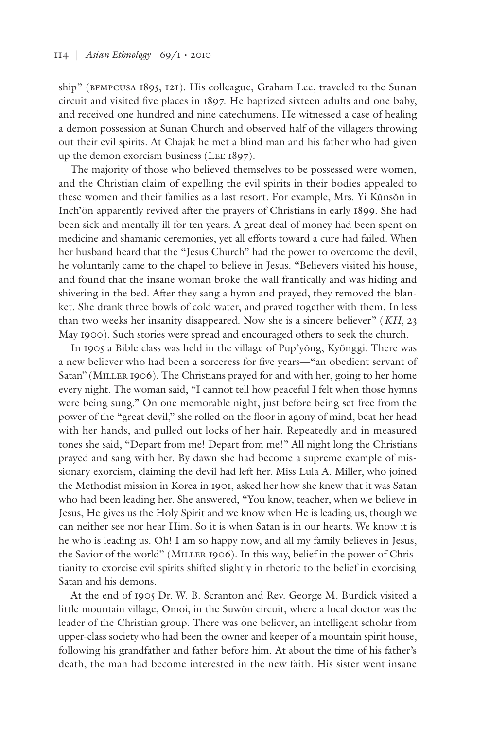ship" (BFMPCUSA 1895, 121). His colleague, Graham Lee, traveled to the Sunan circuit and visited five places in 1897. He baptized sixteen adults and one baby, and received one hundred and nine catechumens. He witnessed a case of healing a demon possession at Sunan Church and observed half of the villagers throwing out their evil spirits. At Chajak he met a blind man and his father who had given up the demon exorcism business (LEE 1897).

The majority of those who believed themselves to be possessed were women, and the Christian claim of expelling the evil spirits in their bodies appealed to these women and their families as a last resort. For example, Mrs. Yi Kŭnsŏn in Inch'ŏn apparently revived after the prayers of Christians in early 1899. She had been sick and mentally ill for ten years. A great deal of money had been spent on medicine and shamanic ceremonies, yet all efforts toward a cure had failed. When her husband heard that the "Jesus Church" had the power to overcome the devil, he voluntarily came to the chapel to believe in Jesus. "Believers visited his house, and found that the insane woman broke the wall frantically and was hiding and shivering in the bed. After they sang a hymn and prayed, they removed the blanket. She drank three bowls of cold water, and prayed together with them. In less than two weeks her insanity disappeared. Now she is a sincere believer" (*KH*, 23 May 1900). Such stories were spread and encouraged others to seek the church.

In 1905 a Bible class was held in the village of Pup'yŏng, Kyŏnggi. There was a new believer who had been a sorceress for five years—"an obedient servant of Satan" (MILLER 1906). The Christians prayed for and with her, going to her home every night. The woman said, "I cannot tell how peaceful I felt when those hymns were being sung." On one memorable night, just before being set free from the power of the "great devil," she rolled on the floor in agony of mind, beat her head with her hands, and pulled out locks of her hair. Repeatedly and in measured tones she said, "Depart from me! Depart from me!" All night long the Christians prayed and sang with her. By dawn she had become a supreme example of missionary exorcism, claiming the devil had left her. Miss Lula A. Miller, who joined the Methodist mission in Korea in 1901, asked her how she knew that it was Satan who had been leading her. She answered, "You know, teacher, when we believe in Jesus, He gives us the Holy Spirit and we know when He is leading us, though we can neither see nor hear Him. So it is when Satan is in our hearts. We know it is he who is leading us. Oh! I am so happy now, and all my family believes in Jesus, the Savior of the world" (MILLER 1906). In this way, belief in the power of Christianity to exorcise evil spirits shifted slightly in rhetoric to the belief in exorcising Satan and his demons.

At the end of 1905 Dr. W. B. Scranton and Rev. George M. Burdick visited a little mountain village, Omoi, in the Suwŏn circuit, where a local doctor was the leader of the Christian group. There was one believer, an intelligent scholar from upper-class society who had been the owner and keeper of a mountain spirit house, following his grandfather and father before him. At about the time of his father's death, the man had become interested in the new faith. His sister went insane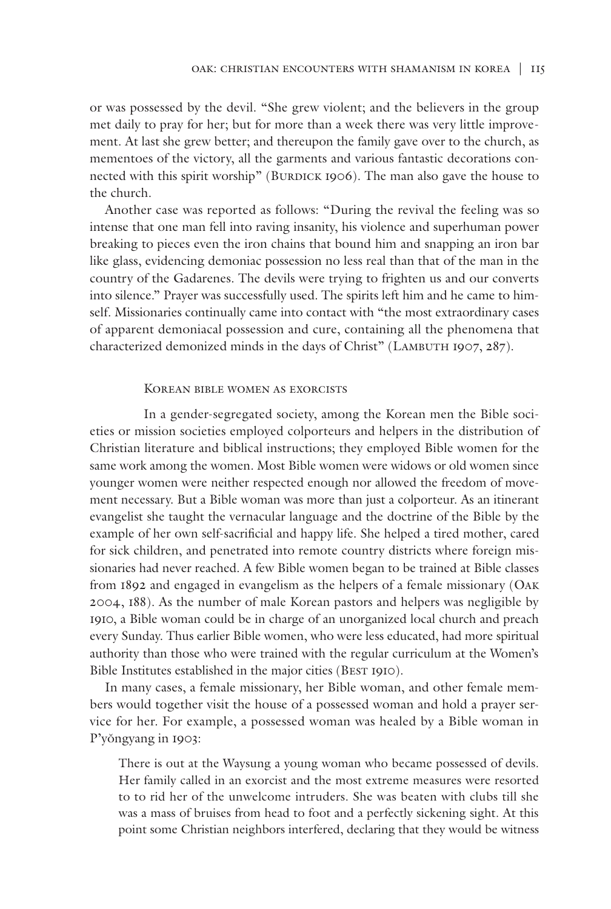or was possessed by the devil. "She grew violent; and the believers in the group met daily to pray for her; but for more than a week there was very little improvement. At last she grew better; and thereupon the family gave over to the church, as mementoes of the victory, all the garments and various fantastic decorations connected with this spirit worship" (Burdick 1906). The man also gave the house to the church.

Another case was reported as follows: "During the revival the feeling was so intense that one man fell into raving insanity, his violence and superhuman power breaking to pieces even the iron chains that bound him and snapping an iron bar like glass, evidencing demoniac possession no less real than that of the man in the country of the Gadarenes. The devils were trying to frighten us and our converts into silence." Prayer was successfully used. The spirits left him and he came to himself. Missionaries continually came into contact with "the most extraordinary cases of apparent demoniacal possession and cure, containing all the phenomena that characterized demonized minds in the days of Christ" (Lambuth 1907, 287).

## Korean bible women as exorcists

In a gender-segregated society, among the Korean men the Bible societies or mission societies employed colporteurs and helpers in the distribution of Christian literature and biblical instructions; they employed Bible women for the same work among the women. Most Bible women were widows or old women since younger women were neither respected enough nor allowed the freedom of movement necessary. But a Bible woman was more than just a colporteur. As an itinerant evangelist she taught the vernacular language and the doctrine of the Bible by the example of her own self-sacrificial and happy life. She helped a tired mother, cared for sick children, and penetrated into remote country districts where foreign missionaries had never reached. A few Bible women began to be trained at Bible classes from 1892 and engaged in evangelism as the helpers of a female missionary (Oak 2004, 188). As the number of male Korean pastors and helpers was negligible by 1910, a Bible woman could be in charge of an unorganized local church and preach every Sunday. Thus earlier Bible women, who were less educated, had more spiritual authority than those who were trained with the regular curriculum at the Women's Bible Institutes established in the major cities (Best 1910).

In many cases, a female missionary, her Bible woman, and other female members would together visit the house of a possessed woman and hold a prayer service for her. For example, a possessed woman was healed by a Bible woman in P'yŏngyang in 1903:

> There is out at the Waysung a young woman who became possessed of devils. Her family called in an exorcist and the most extreme measures were resorted to to rid her of the unwelcome intruders. She was beaten with clubs till she was a mass of bruises from head to foot and a perfectly sickening sight. At this point some Christian neighbors interfered, declaring that they would be witness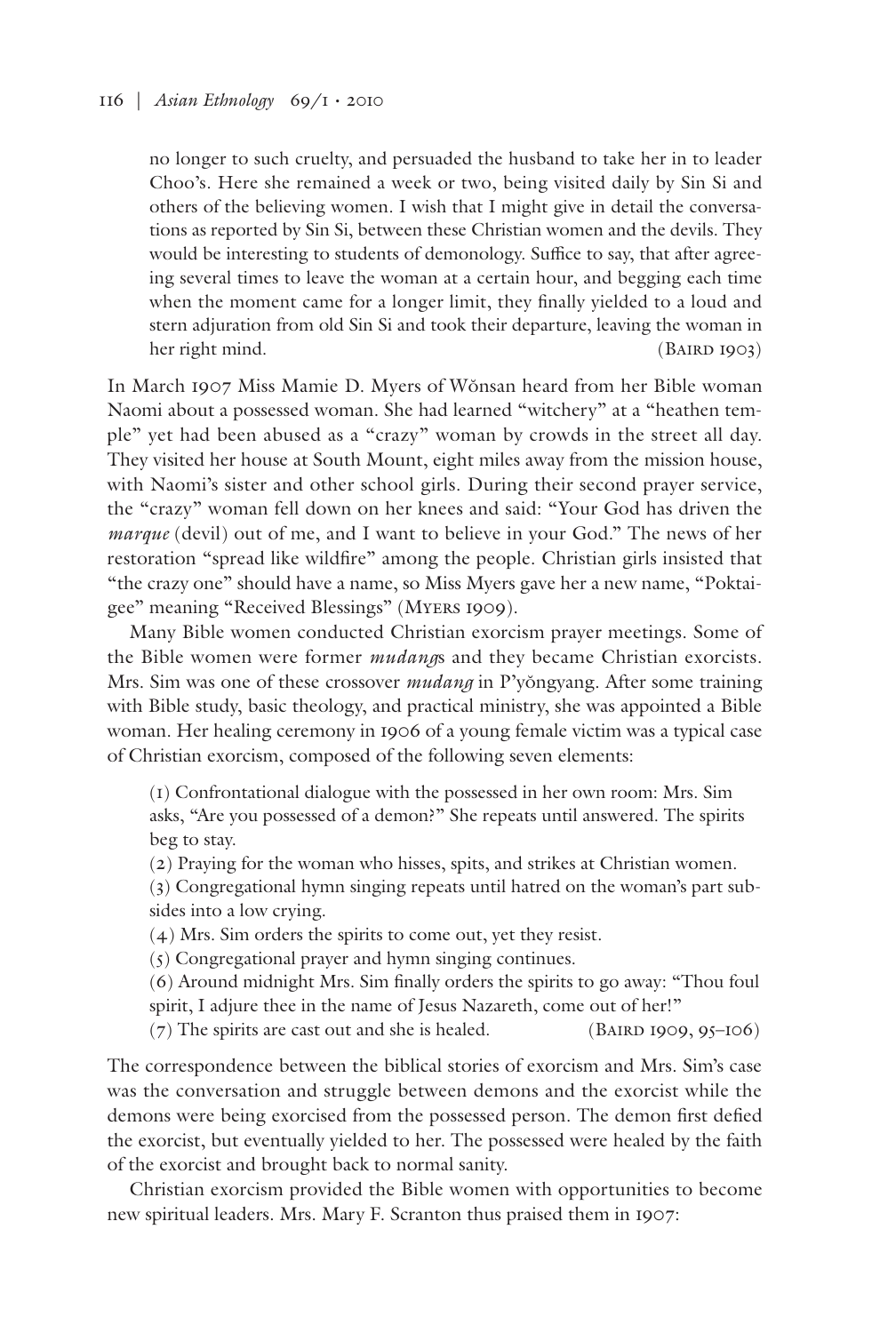> no longer to such cruelty, and persuaded the husband to take her in to leader Choo's. Here she remained a week or two, being visited daily by Sin Si and others of the believing women. I wish that I might give in detail the conversations as reported by Sin Si, between these Christian women and the devils. They would be interesting to students of demonology. Suffice to say, that after agreeing several times to leave the woman at a certain hour, and begging each time when the moment came for a longer limit, they finally yielded to a loud and stern adjuration from old Sin Si and took their departure, leaving the woman in her right mind. (Baird 1903)

In March 1907 Miss Mamie D. Myers of Wŏnsan heard from her Bible woman Naomi about a possessed woman. She had learned "witchery" at a "heathen temple" yet had been abused as a "crazy" woman by crowds in the street all day. They visited her house at South Mount, eight miles away from the mission house, with Naomi's sister and other school girls. During their second prayer service, the "crazy" woman fell down on her knees and said: "Your God has driven the *marque* (devil) out of me, and I want to believe in your God." The news of her restoration "spread like wildfire" among the people. Christian girls insisted that "the crazy one" should have a name, so Miss Myers gave her a new name, "Poktaigee" meaning "Received Blessings" (Myers 1909).

Many Bible women conducted Christian exorcism prayer meetings. Some of the Bible women were former *mudang*s and they became Christian exorcists. Mrs. Sim was one of these crossover *mudang* in P'yŏngyang. After some training with Bible study, basic theology, and practical ministry, she was appointed a Bible woman. Her healing ceremony in 1906 of a young female victim was a typical case of Christian exorcism, composed of the following seven elements:

> (1) Confrontational dialogue with the possessed in her own room: Mrs. Sim asks, "Are you possessed of a demon?" She repeats until answered. The spirits beg to stay.
>
> (2) Praying for the woman who hisses, spits, and strikes at Christian women.
>
> (3) Congregational hymn singing repeats until hatred on the woman's part subsides into a low crying.
>
> (4) Mrs. Sim orders the spirits to come out, yet they resist.
>
> (5) Congregational prayer and hymn singing continues.
>
> (6) Around midnight Mrs. Sim finally orders the spirits to go away: "Thou foul spirit, I adjure thee in the name of Jesus Nazareth, come out of her!"
>
> (7) The spirits are cast out and she is healed. (Baird 1909, 95–106)

The correspondence between the biblical stories of exorcism and Mrs. Sim's case was the conversation and struggle between demons and the exorcist while the demons were being exorcised from the possessed person. The demon first defied the exorcist, but eventually yielded to her. The possessed were healed by the faith of the exorcist and brought back to normal sanity.

Christian exorcism provided the Bible women with opportunities to become new spiritual leaders. Mrs. Mary F. Scranton thus praised them in 1907: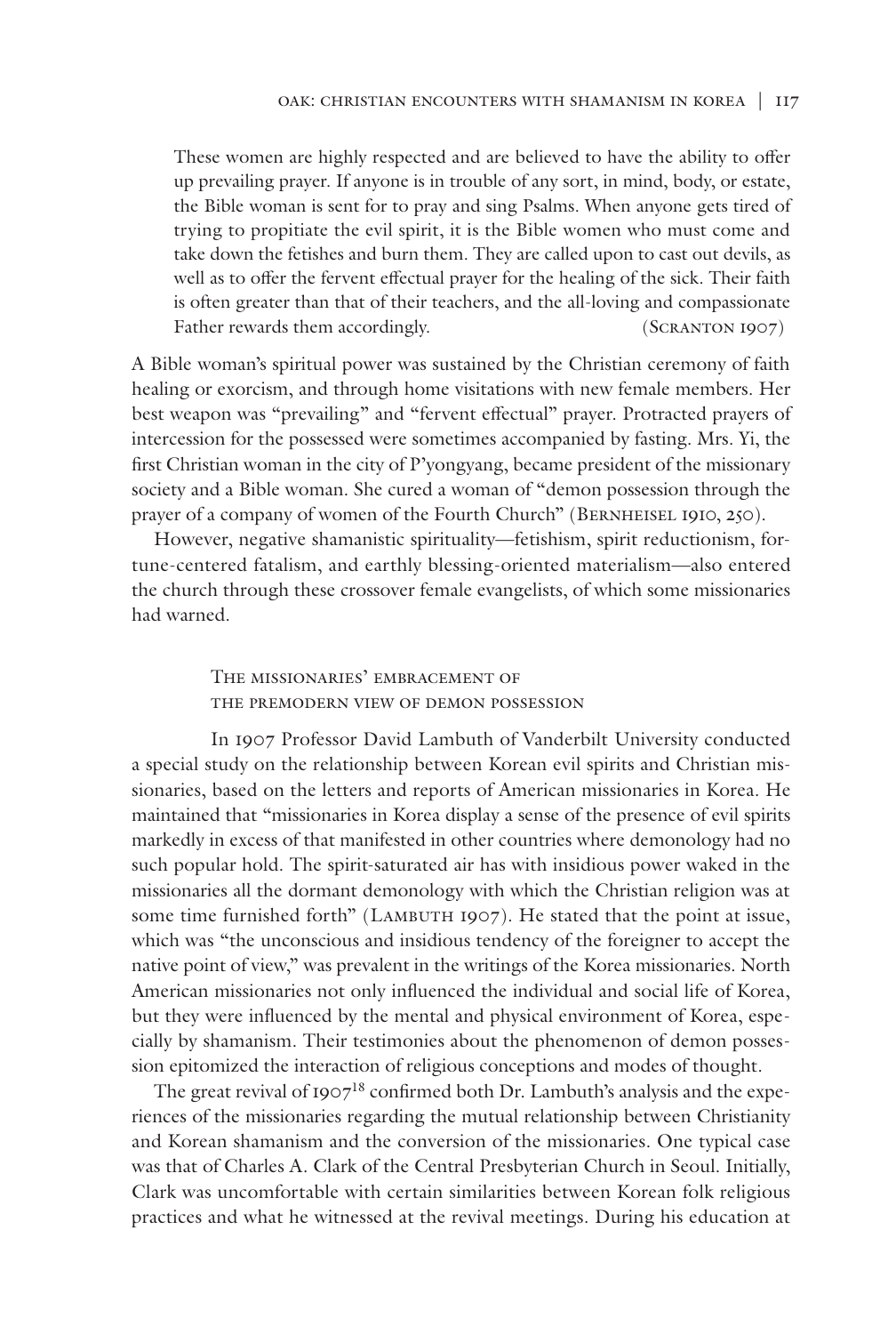> These women are highly respected and are believed to have the ability to offer up prevailing prayer. If anyone is in trouble of any sort, in mind, body, or estate, the Bible woman is sent for to pray and sing Psalms. When anyone gets tired of trying to propitiate the evil spirit, it is the Bible women who must come and take down the fetishes and burn them. They are called upon to cast out devils, as well as to offer the fervent effectual prayer for the healing of the sick. Their faith is often greater than that of their teachers, and the all-loving and compassionate Father rewards them accordingly. (Scranton 1907)

A Bible woman's spiritual power was sustained by the Christian ceremony of faith healing or exorcism, and through home visitations with new female members. Her best weapon was "prevailing" and "fervent effectual" prayer. Protracted prayers of intercession for the possessed were sometimes accompanied by fasting. Mrs. Yi, the first Christian woman in the city of P'yongyang, became president of the missionary society and a Bible woman. She cured a woman of "demon possession through the prayer of a company of women of the Fourth Church" (Bernheisel 1910, 250).

However, negative shamanistic spirituality—fetishism, spirit reductionism, fortune-centered fatalism, and earthly blessing-oriented materialism—also entered the church through these crossover female evangelists, of which some missionaries had warned.

## The missionaries' embracement of the premodern view of demon possession

In 1907 Professor David Lambuth of Vanderbilt University conducted a special study on the relationship between Korean evil spirits and Christian missionaries, based on the letters and reports of American missionaries in Korea. He maintained that "missionaries in Korea display a sense of the presence of evil spirits markedly in excess of that manifested in other countries where demonology had no such popular hold. The spirit-saturated air has with insidious power waked in the missionaries all the dormant demonology with which the Christian religion was at some time furnished forth" (Lambuth 1907). He stated that the point at issue, which was "the unconscious and insidious tendency of the foreigner to accept the native point of view," was prevalent in the writings of the Korea missionaries. North American missionaries not only influenced the individual and social life of Korea, but they were influenced by the mental and physical environment of Korea, especially by shamanism. Their testimonies about the phenomenon of demon possession epitomized the interaction of religious conceptions and modes of thought.

The great revival of 1907[18] confirmed both Dr. Lambuth's analysis and the experiences of the missionaries regarding the mutual relationship between Christianity and Korean shamanism and the conversion of the missionaries. One typical case was that of Charles A. Clark of the Central Presbyterian Church in Seoul. Initially, Clark was uncomfortable with certain similarities between Korean folk religious practices and what he witnessed at the revival meetings. During his education at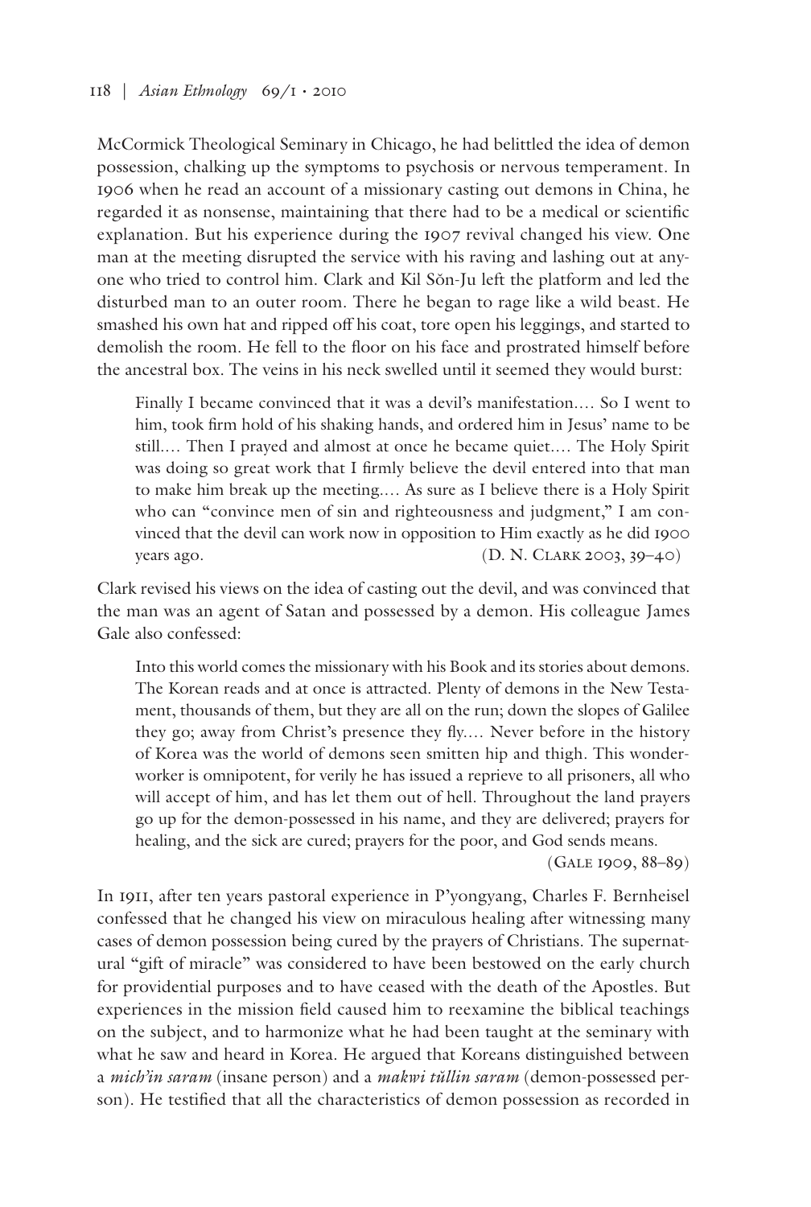McCormick Theological Seminary in Chicago, he had belittled the idea of demon possession, chalking up the symptoms to psychosis or nervous temperament. In 1906 when he read an account of a missionary casting out demons in China, he regarded it as nonsense, maintaining that there had to be a medical or scientific explanation. But his experience during the 1907 revival changed his view. One man at the meeting disrupted the service with his raving and lashing out at anyone who tried to control him. Clark and Kil Sŏn-Ju left the platform and led the disturbed man to an outer room. There he began to rage like a wild beast. He smashed his own hat and ripped off his coat, tore open his leggings, and started to demolish the room. He fell to the floor on his face and prostrated himself before the ancestral box. The veins in his neck swelled until it seemed they would burst:

> Finally I became convinced that it was a devil's manifestation.... So I went to him, took firm hold of his shaking hands, and ordered him in Jesus' name to be still.... Then I prayed and almost at once he became quiet.... The Holy Spirit was doing so great work that I firmly believe the devil entered into that man to make him break up the meeting.... As sure as I believe there is a Holy Spirit who can "convince men of sin and righteousness and judgment," I am convinced that the devil can work now in opposition to Him exactly as he did 1900 years ago. (D. N. Clark 2003, 39–40)

Clark revised his views on the idea of casting out the devil, and was convinced that the man was an agent of Satan and possessed by a demon. His colleague James Gale also confessed:

> Into this world comes the missionary with his Book and its stories about demons. The Korean reads and at once is attracted. Plenty of demons in the New Testament, thousands of them, but they are all on the run; down the slopes of Galilee they go; away from Christ's presence they fly.... Never before in the history of Korea was the world of demons seen smitten hip and thigh. This wonder-worker is omnipotent, for verily he has issued a reprieve to all prisoners, all who will accept of him, and has let them out of hell. Throughout the land prayers go up for the demon-possessed in his name, and they are delivered; prayers for healing, and the sick are cured; prayers for the poor, and God sends means. (Gale 1909, 88–89)

In 1911, after ten years pastoral experience in P'yongyang, Charles F. Bernheisel confessed that he changed his view on miraculous healing after witnessing many cases of demon possession being cured by the prayers of Christians. The supernatural "gift of miracle" was considered to have been bestowed on the early church for providential purposes and to have ceased with the death of the Apostles. But experiences in the mission field caused him to reexamine the biblical teachings on the subject, and to harmonize what he had been taught at the seminary with what he saw and heard in Korea. He argued that Koreans distinguished between a *mich'in saram* (insane person) and a *makwi tŭllin saram* (demon-possessed person). He testified that all the characteristics of demon possession as recorded in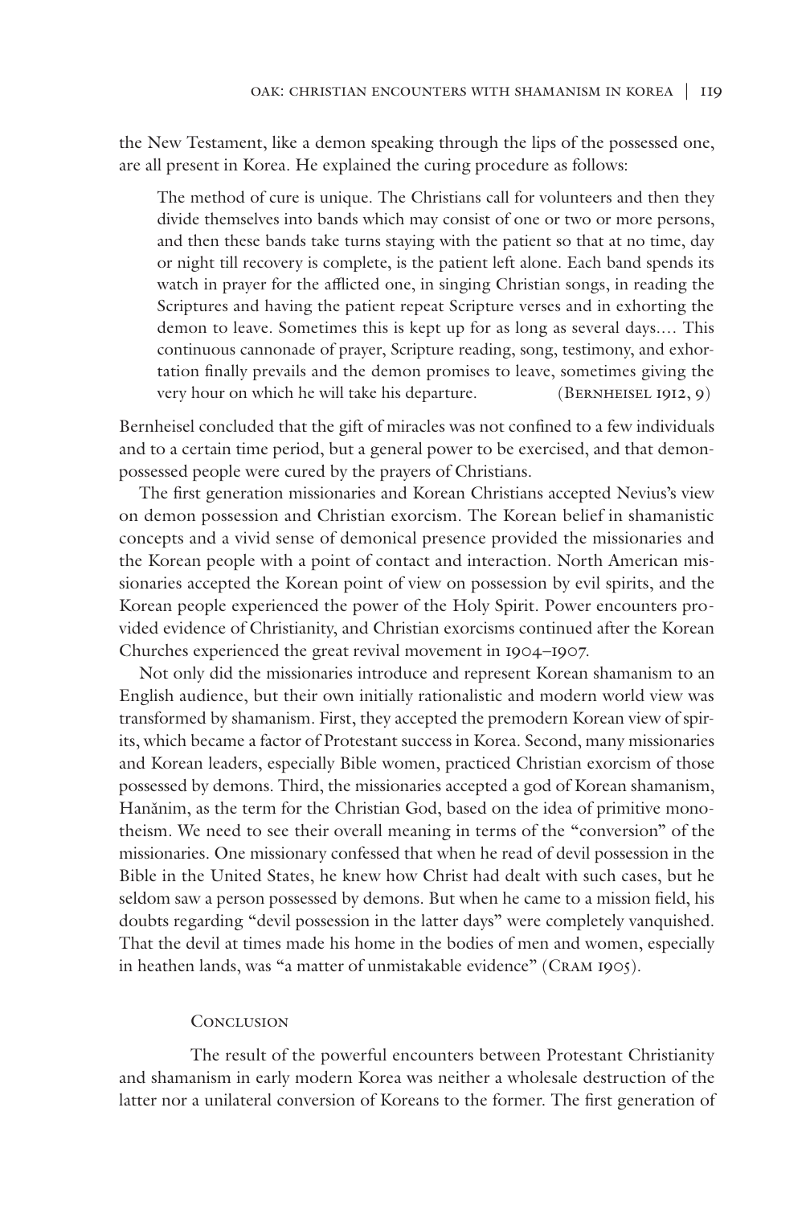the New Testament, like a demon speaking through the lips of the possessed one, are all present in Korea. He explained the curing procedure as follows:

> The method of cure is unique. The Christians call for volunteers and then they divide themselves into bands which may consist of one or two or more persons, and then these bands take turns staying with the patient so that at no time, day or night till recovery is complete, is the patient left alone. Each band spends its watch in prayer for the afflicted one, in singing Christian songs, in reading the Scriptures and having the patient repeat Scripture verses and in exhorting the demon to leave. Sometimes this is kept up for as long as several days.... This continuous cannonade of prayer, Scripture reading, song, testimony, and exhortation finally prevails and the demon promises to leave, sometimes giving the very hour on which he will take his departure. (Bernheisel 1912, 9)

Bernheisel concluded that the gift of miracles was not confined to a few individuals and to a certain time period, but a general power to be exercised, and that demon-possessed people were cured by the prayers of Christians.

The first generation missionaries and Korean Christians accepted Nevius's view on demon possession and Christian exorcism. The Korean belief in shamanistic concepts and a vivid sense of demonical presence provided the missionaries and the Korean people with a point of contact and interaction. North American missionaries accepted the Korean point of view on possession by evil spirits, and the Korean people experienced the power of the Holy Spirit. Power encounters provided evidence of Christianity, and Christian exorcisms continued after the Korean Churches experienced the great revival movement in 1904–1907.

Not only did the missionaries introduce and represent Korean shamanism to an English audience, but their own initially rationalistic and modern world view was transformed by shamanism. First, they accepted the premodern Korean view of spirits, which became a factor of Protestant success in Korea. Second, many missionaries and Korean leaders, especially Bible women, practiced Christian exorcism of those possessed by demons. Third, the missionaries accepted a god of Korean shamanism, Hanănim, as the term for the Christian God, based on the idea of primitive monotheism. We need to see their overall meaning in terms of the "conversion" of the missionaries. One missionary confessed that when he read of devil possession in the Bible in the United States, he knew how Christ had dealt with such cases, but he seldom saw a person possessed by demons. But when he came to a mission field, his doubts regarding "devil possession in the latter days" were completely vanquished. That the devil at times made his home in the bodies of men and women, especially in heathen lands, was "a matter of unmistakable evidence" (Cram 1905).

## Conclusion

The result of the powerful encounters between Protestant Christianity and shamanism in early modern Korea was neither a wholesale destruction of the latter nor a unilateral conversion of Koreans to the former. The first generation of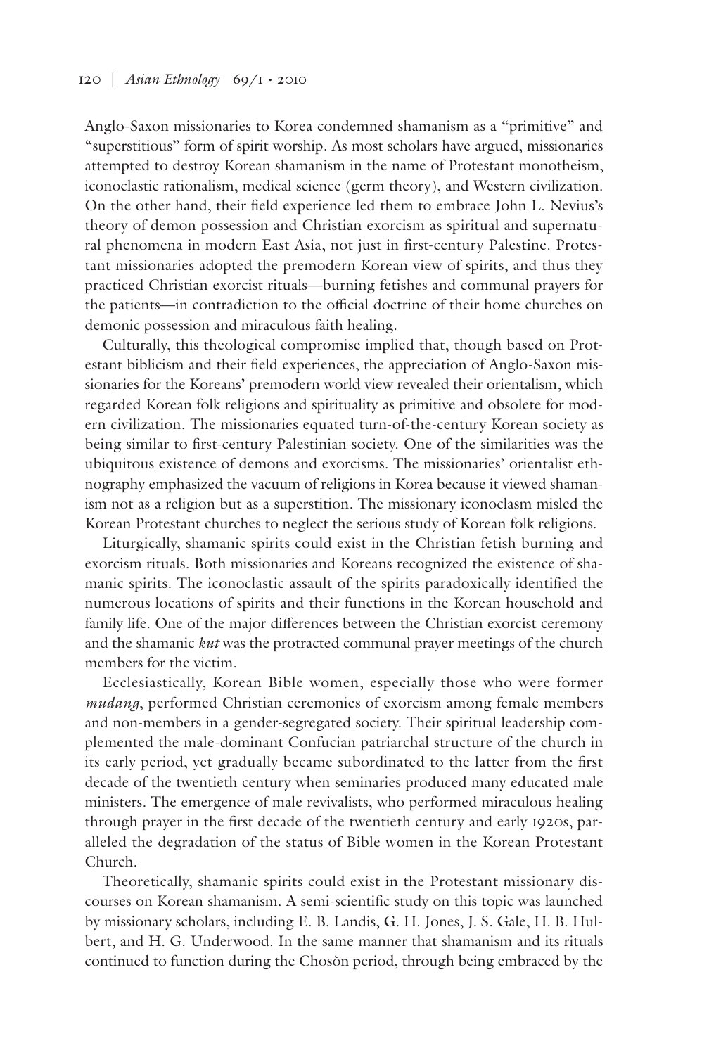Anglo-Saxon missionaries to Korea condemned shamanism as a "primitive" and "superstitious" form of spirit worship. As most scholars have argued, missionaries attempted to destroy Korean shamanism in the name of Protestant monotheism, iconoclastic rationalism, medical science (germ theory), and Western civilization. On the other hand, their field experience led them to embrace John L. Nevius's theory of demon possession and Christian exorcism as spiritual and supernatural phenomena in modern East Asia, not just in first-century Palestine. Protestant missionaries adopted the premodern Korean view of spirits, and thus they practiced Christian exorcist rituals—burning fetishes and communal prayers for the patients—in contradiction to the official doctrine of their home churches on demonic possession and miraculous faith healing.

Culturally, this theological compromise implied that, though based on Protestant biblicism and their field experiences, the appreciation of Anglo-Saxon missionaries for the Koreans' premodern world view revealed their orientalism, which regarded Korean folk religions and spirituality as primitive and obsolete for modern civilization. The missionaries equated turn-of-the-century Korean society as being similar to first-century Palestinian society. One of the similarities was the ubiquitous existence of demons and exorcisms. The missionaries' orientalist ethnography emphasized the vacuum of religions in Korea because it viewed shamanism not as a religion but as a superstition. The missionary iconoclasm misled the Korean Protestant churches to neglect the serious study of Korean folk religions.

Liturgically, shamanic spirits could exist in the Christian fetish burning and exorcism rituals. Both missionaries and Koreans recognized the existence of shamanic spirits. The iconoclastic assault of the spirits paradoxically identified the numerous locations of spirits and their functions in the Korean household and family life. One of the major differences between the Christian exorcist ceremony and the shamanic *kut* was the protracted communal prayer meetings of the church members for the victim.

Ecclesiastically, Korean Bible women, especially those who were former *mudang*, performed Christian ceremonies of exorcism among female members and non-members in a gender-segregated society. Their spiritual leadership complemented the male-dominant Confucian patriarchal structure of the church in its early period, yet gradually became subordinated to the latter from the first decade of the twentieth century when seminaries produced many educated male ministers. The emergence of male revivalists, who performed miraculous healing through prayer in the first decade of the twentieth century and early 1920s, paralleled the degradation of the status of Bible women in the Korean Protestant Church.

Theoretically, shamanic spirits could exist in the Protestant missionary discourses on Korean shamanism. A semi-scientific study on this topic was launched by missionary scholars, including E. B. Landis, G. H. Jones, J. S. Gale, H. B. Hulbert, and H. G. Underwood. In the same manner that shamanism and its rituals continued to function during the Chosŏn period, through being embraced by the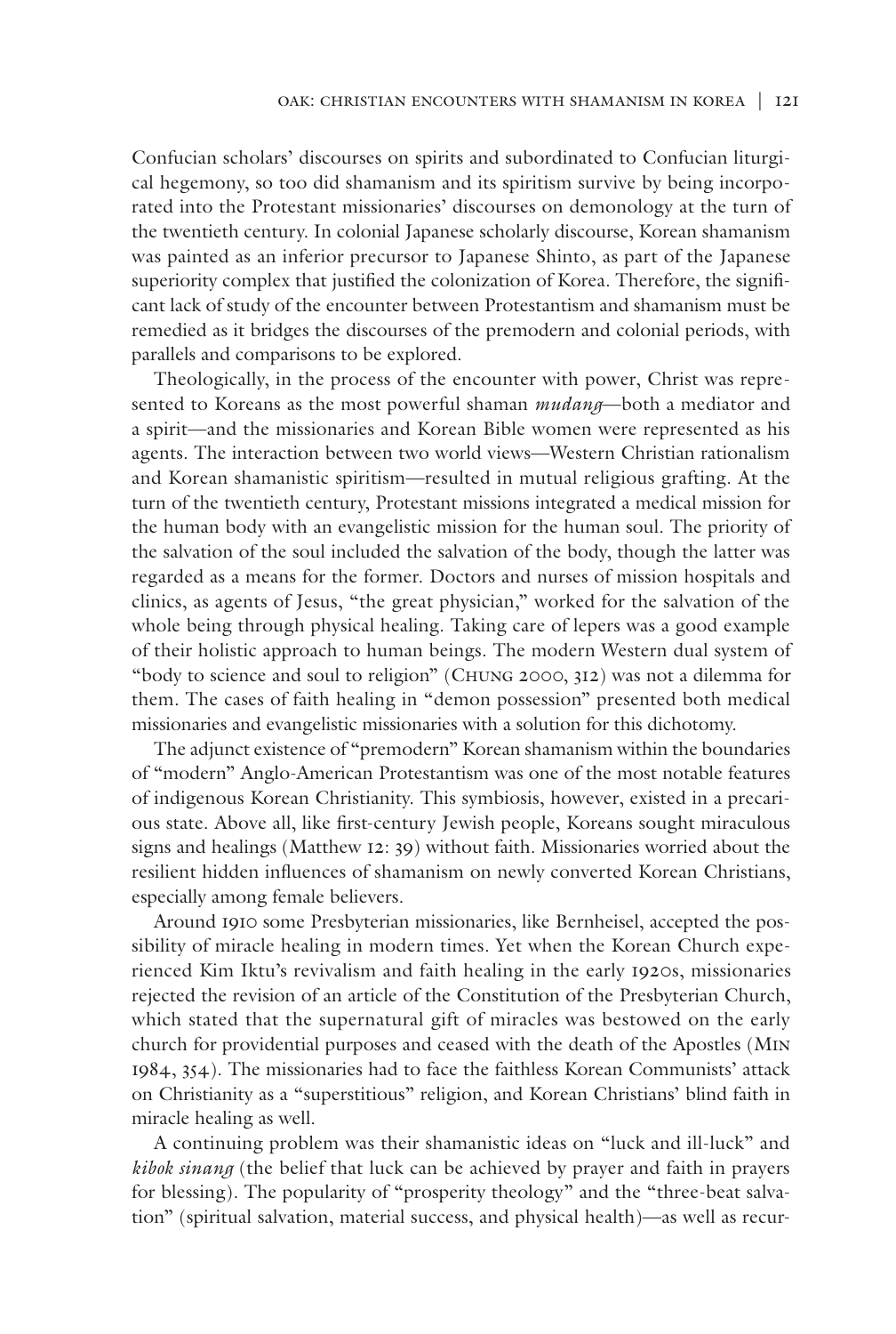Confucian scholars' discourses on spirits and subordinated to Confucian liturgical hegemony, so too did shamanism and its spiritism survive by being incorporated into the Protestant missionaries' discourses on demonology at the turn of the twentieth century. In colonial Japanese scholarly discourse, Korean shamanism was painted as an inferior precursor to Japanese Shinto, as part of the Japanese superiority complex that justified the colonization of Korea. Therefore, the significant lack of study of the encounter between Protestantism and shamanism must be remedied as it bridges the discourses of the premodern and colonial periods, with parallels and comparisons to be explored.

Theologically, in the process of the encounter with power, Christ was represented to Koreans as the most powerful shaman *mudang*—both a mediator and a spirit—and the missionaries and Korean Bible women were represented as his agents. The interaction between two world views—Western Christian rationalism and Korean shamanistic spiritism—resulted in mutual religious grafting. At the turn of the twentieth century, Protestant missions integrated a medical mission for the human body with an evangelistic mission for the human soul. The priority of the salvation of the soul included the salvation of the body, though the latter was regarded as a means for the former. Doctors and nurses of mission hospitals and clinics, as agents of Jesus, "the great physician," worked for the salvation of the whole being through physical healing. Taking care of lepers was a good example of their holistic approach to human beings. The modern Western dual system of "body to science and soul to religion" (Chung 2000, 312) was not a dilemma for them. The cases of faith healing in "demon possession" presented both medical missionaries and evangelistic missionaries with a solution for this dichotomy.

The adjunct existence of "premodern" Korean shamanism within the boundaries of "modern" Anglo-American Protestantism was one of the most notable features of indigenous Korean Christianity. This symbiosis, however, existed in a precarious state. Above all, like first-century Jewish people, Koreans sought miraculous signs and healings (Matthew 12: 39) without faith. Missionaries worried about the resilient hidden influences of shamanism on newly converted Korean Christians, especially among female believers.

Around 1910 some Presbyterian missionaries, like Bernheisel, accepted the possibility of miracle healing in modern times. Yet when the Korean Church experienced Kim Iktu's revivalism and faith healing in the early 1920s, missionaries rejected the revision of an article of the Constitution of the Presbyterian Church, which stated that the supernatural gift of miracles was bestowed on the early church for providential purposes and ceased with the death of the Apostles (Min 1984, 354). The missionaries had to face the faithless Korean Communists' attack on Christianity as a "superstitious" religion, and Korean Christians' blind faith in miracle healing as well.

A continuing problem was their shamanistic ideas on "luck and ill-luck" and *kibok sinang* (the belief that luck can be achieved by prayer and faith in prayers for blessing). The popularity of "prosperity theology" and the "three-beat salvation" (spiritual salvation, material success, and physical health)—as well as recur-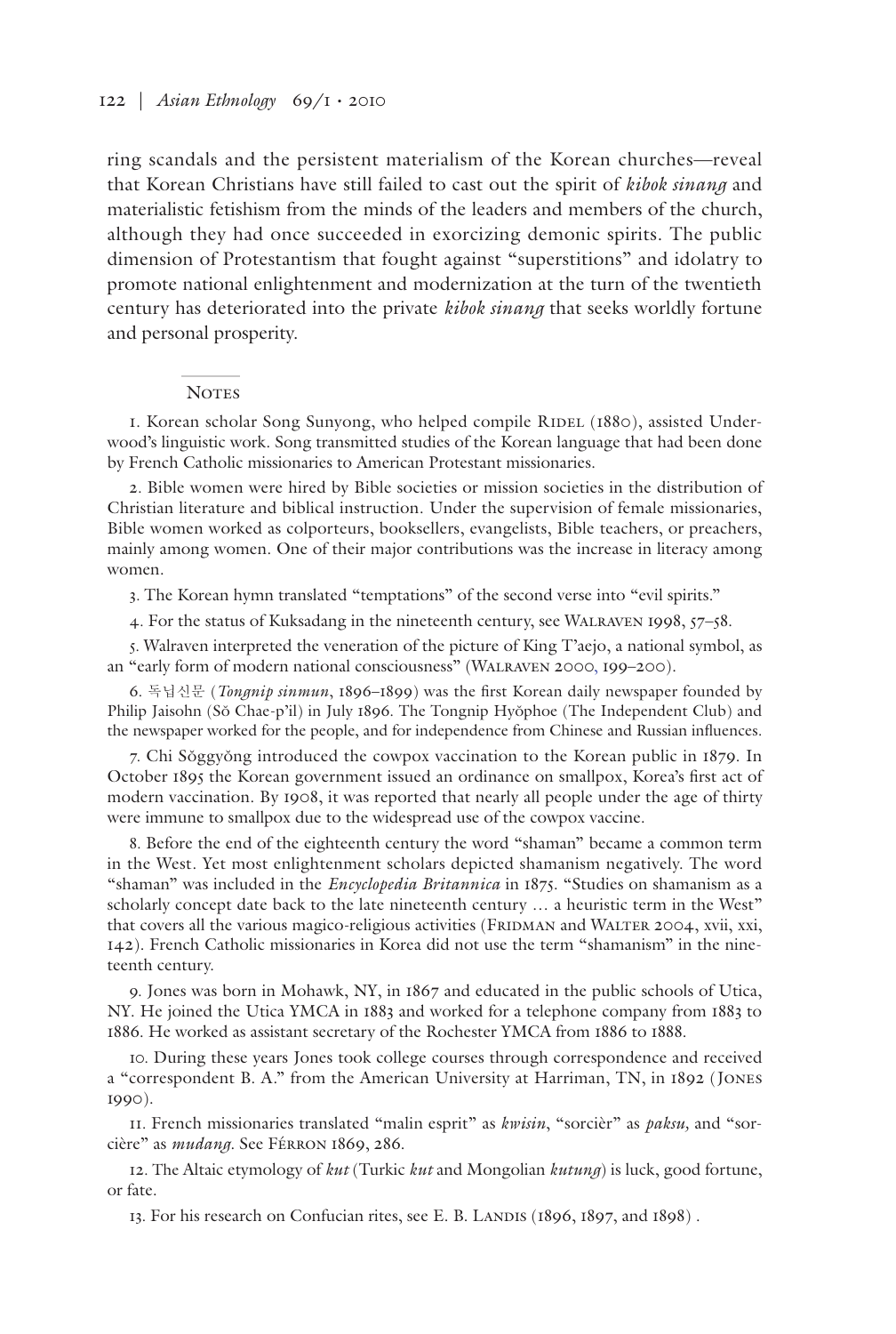ring scandals and the persistent materialism of the Korean churches—reveal that Korean Christians have still failed to cast out the spirit of *kibok sinang* and materialistic fetishism from the minds of the leaders and members of the church, although they had once succeeded in exorcizing demonic spirits. The public dimension of Protestantism that fought against "superstitions" and idolatry to promote national enlightenment and modernization at the turn of the twentieth century has deteriorated into the private *kibok sinang* that seeks worldly fortune and personal prosperity.

## Notes

1. Korean scholar Song Sunyong, who helped compile Ridel (1880), assisted Underwood's linguistic work. Song transmitted studies of the Korean language that had been done by French Catholic missionaries to American Protestant missionaries.

2. Bible women were hired by Bible societies or mission societies in the distribution of Christian literature and biblical instruction. Under the supervision of female missionaries, Bible women worked as colporteurs, booksellers, evangelists, Bible teachers, or preachers, mainly among women. One of their major contributions was the increase in literacy among women.

3. The Korean hymn translated "temptations" of the second verse into "evil spirits."

4. For the status of Kuksadang in the nineteenth century, see Walraven 1998, 57–58.

5. Walraven interpreted the veneration of the picture of King T'aejo, a national symbol, as an "early form of modern national consciousness" (Walraven 2000, 199–200).

6. 독닙신문 (*Tongnip sinmun*, 1896–1899) was the first Korean daily newspaper founded by Philip Jaisohn (Sŏ Chae-p'il) in July 1896. The Tongnip Hyŏphoe (The Independent Club) and the newspaper worked for the people, and for independence from Chinese and Russian influences.

7. Chi Sŏggyŏng introduced the cowpox vaccination to the Korean public in 1879. In October 1895 the Korean government issued an ordinance on smallpox, Korea's first act of modern vaccination. By 1908, it was reported that nearly all people under the age of thirty were immune to smallpox due to the widespread use of the cowpox vaccine.

8. Before the end of the eighteenth century the word "shaman" became a common term in the West. Yet most enlightenment scholars depicted shamanism negatively. The word "shaman" was included in the *Encyclopedia Britannica* in 1875. "Studies on shamanism as a scholarly concept date back to the late nineteenth century ... a heuristic term in the West" that covers all the various magico-religious activities (Fridman and Walter 2004, xvii, xxi, 142). French Catholic missionaries in Korea did not use the term "shamanism" in the nineteenth century.

9. Jones was born in Mohawk, NY, in 1867 and educated in the public schools of Utica, NY. He joined the Utica YMCA in 1883 and worked for a telephone company from 1883 to 1886. He worked as assistant secretary of the Rochester YMCA from 1886 to 1888.

10. During these years Jones took college courses through correspondence and received a "correspondent B. A." from the American University at Harriman, TN, in 1892 (Jones 1990).

11. French missionaries translated "malin esprit" as *kwisin*, "sorcièr" as *paksu*, and "sorcière" as *mudang*. See Férron 1869, 286.

12. The Altaic etymology of *kut* (Turkic *kut* and Mongolian *kutung*) is luck, good fortune, or fate.

13. For his research on Confucian rites, see E. B. Landis (1896, 1897, and 1898) .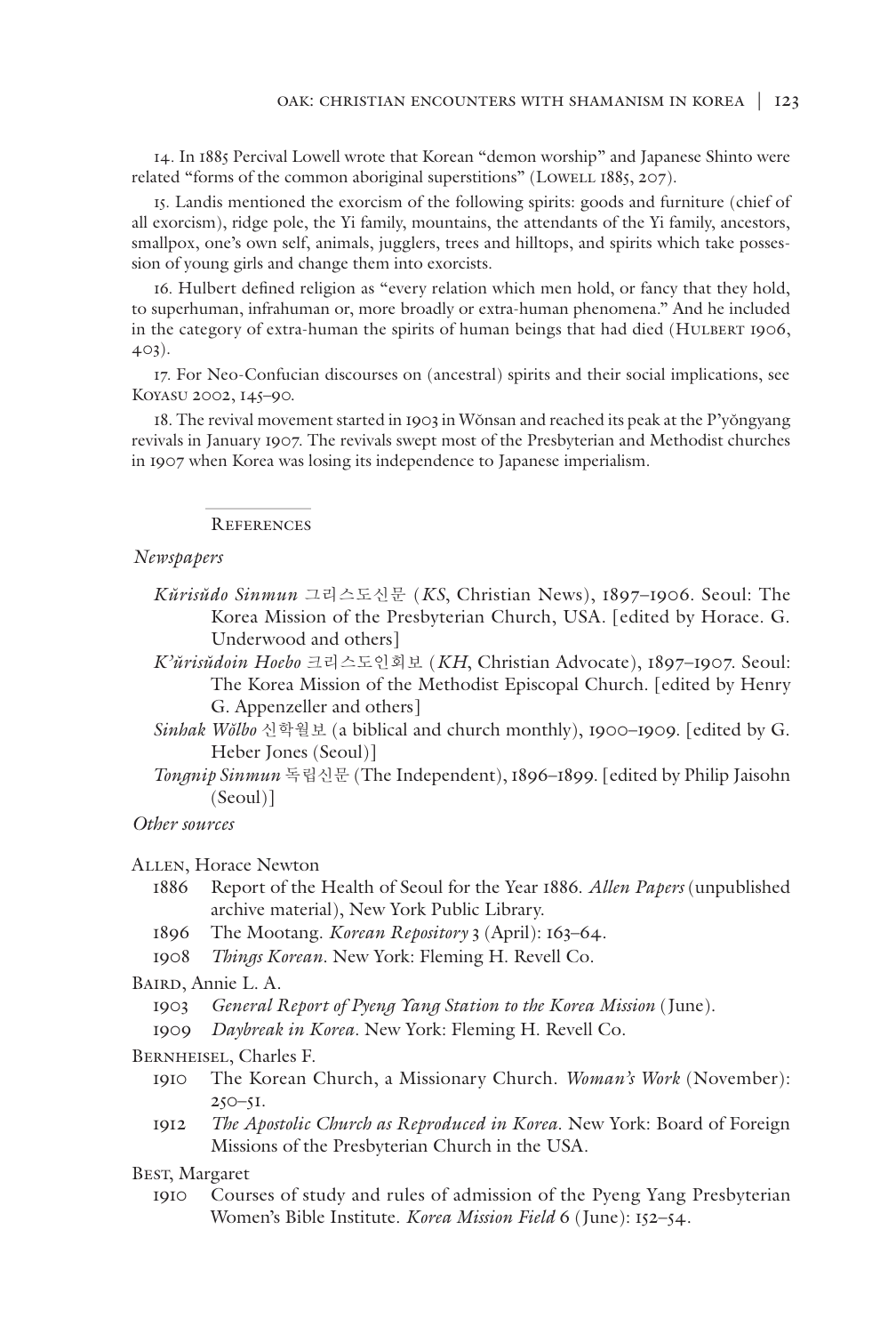14. In 1885 Percival Lowell wrote that Korean "demon worship" and Japanese Shinto were related "forms of the common aboriginal superstitions" (Lowell 1885, 207).

15. Landis mentioned the exorcism of the following spirits: goods and furniture (chief of all exorcism), ridge pole, the Yi family, mountains, the attendants of the Yi family, ancestors, smallpox, one's own self, animals, jugglers, trees and hilltops, and spirits which take possession of young girls and change them into exorcists.

16. Hulbert defined religion as "every relation which men hold, or fancy that they hold, to superhuman, infrahuman or, more broadly or extra-human phenomena." And he included in the category of extra-human the spirits of human beings that had died (Hulbert 1906, 403).

17. For Neo-Confucian discourses on (ancestral) spirits and their social implications, see Koyasu 2002, 145–90.

18. The revival movement started in 1903 in Wŏnsan and reached its peak at the P'yŏngyang revivals in January 1907. The revivals swept most of the Presbyterian and Methodist churches in 1907 when Korea was losing its independence to Japanese imperialism.

## References

### *Newspapers*

*Kŭrisŭdo Sinmun* 그리스도신문 (*KS*, Christian News), 1897–1906. Seoul: The Korea Mission of the Presbyterian Church, USA. [edited by Horace. G. Underwood and others]

*K'ŭrisŭdoin Hoebo* 크리스도인회보 (*KH*, Christian Advocate), 1897–1907. Seoul: The Korea Mission of the Methodist Episcopal Church. [edited by Henry G. Appenzeller and others]

*Sinhak Wŏlbo* 신학월보 (a biblical and church monthly), 1900–1909. [edited by G. Heber Jones (Seoul)]

*Tongnip Sinmun* 독립신문 (The Independent), 1896–1899. [edited by Philip Jaisohn (Seoul)]

### *Other sources*

Allen, Horace Newton

1886 Report of the Health of Seoul for the Year 1886. *Allen Papers* (unpublished archive material), New York Public Library.

1896 The Mootang. *Korean Repository* 3 (April): 163–64.

1908 *Things Korean*. New York: Fleming H. Revell Co.

Baird, Annie L. A.

1903 *General Report of Pyeng Yang Station to the Korea Mission* (June).

1909 *Daybreak in Korea*. New York: Fleming H. Revell Co.

Bernheisel, Charles F.

1910 The Korean Church, a Missionary Church. *Woman's Work* (November): 250–51.

1912 *The Apostolic Church as Reproduced in Korea*. New York: Board of Foreign Missions of the Presbyterian Church in the USA.

Best, Margaret

1910 Courses of study and rules of admission of the Pyeng Yang Presbyterian Women's Bible Institute. *Korea Mission Field* 6 (June): 152–54.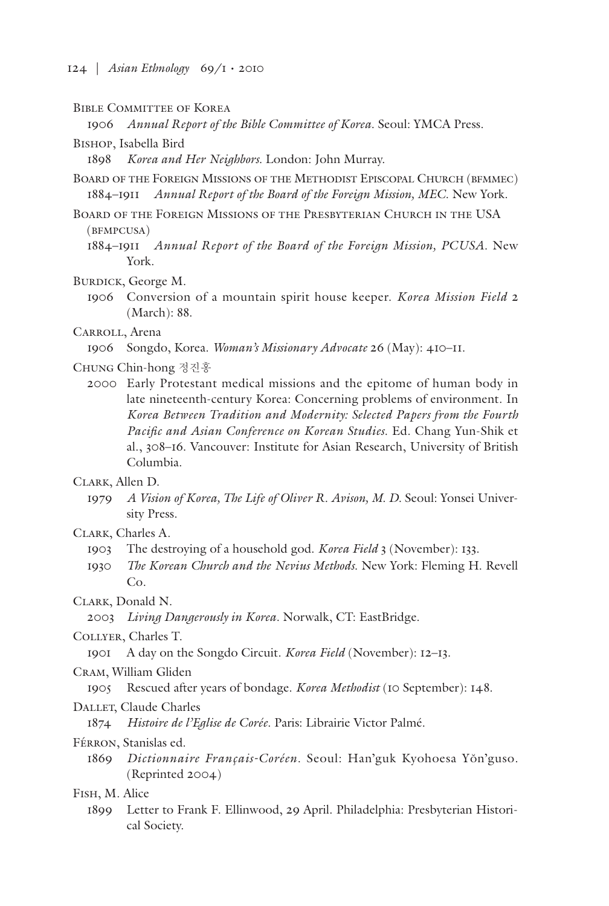Bible Committee of Korea

1906 *Annual Report of the Bible Committee of Korea*. Seoul: YMCA Press.

Bishop, Isabella Bird

1898 *Korea and Her Neighbors*. London: John Murray.

Board of the Foreign Missions of the Methodist Episcopal Church (bfmmec)

1884–1911 *Annual Report of the Board of the Foreign Mission, MEC*. New York.

Board of the Foreign Missions of the Presbyterian Church in the USA (bfmpcusa)

1884–1911 *Annual Report of the Board of the Foreign Mission, PCUSA*. New York.

Burdick, George M.

1906 Conversion of a mountain spirit house keeper. *Korea Mission Field* 2 (March): 88.

Carroll, Arena

1906 Songdo, Korea. *Woman's Missionary Advocate* 26 (May): 410–11.

Chung Chin-hong 정진홍

2000 Early Protestant medical missions and the epitome of human body in late nineteenth-century Korea: Concerning problems of environment. In *Korea Between Tradition and Modernity: Selected Papers from the Fourth Pacific and Asian Conference on Korean Studies*. Ed. Chang Yun-Shik et al., 308–16. Vancouver: Institute for Asian Research, University of British Columbia.

Clark, Allen D.

1979 *A Vision of Korea, The Life of Oliver R. Avison, M. D.* Seoul: Yonsei University Press.

Clark, Charles A.

1903 The destroying of a household god. *Korea Field* 3 (November): 133.

1930 *The Korean Church and the Nevius Methods*. New York: Fleming H. Revell Co.

Clark, Donald N.

2003 *Living Dangerously in Korea*. Norwalk, CT: EastBridge.

Collyer, Charles T.

1901 A day on the Songdo Circuit. *Korea Field* (November): 12–13.

Cram, William Gliden

1905 Rescued after years of bondage. *Korea Methodist* (10 September): 148.

Dallet, Claude Charles

1874 *Histoire de l'Eglise de Corée*. Paris: Librairie Victor Palmé.

Férron, Stanislas ed.

1869 *Dictionnaire Français-Coréen*. Seoul: Han'guk Kyohoesa Yŏn'guso. (Reprinted 2004)

Fish, M. Alice

1899 Letter to Frank F. Ellinwood, 29 April. Philadelphia: Presbyterian Historical Society.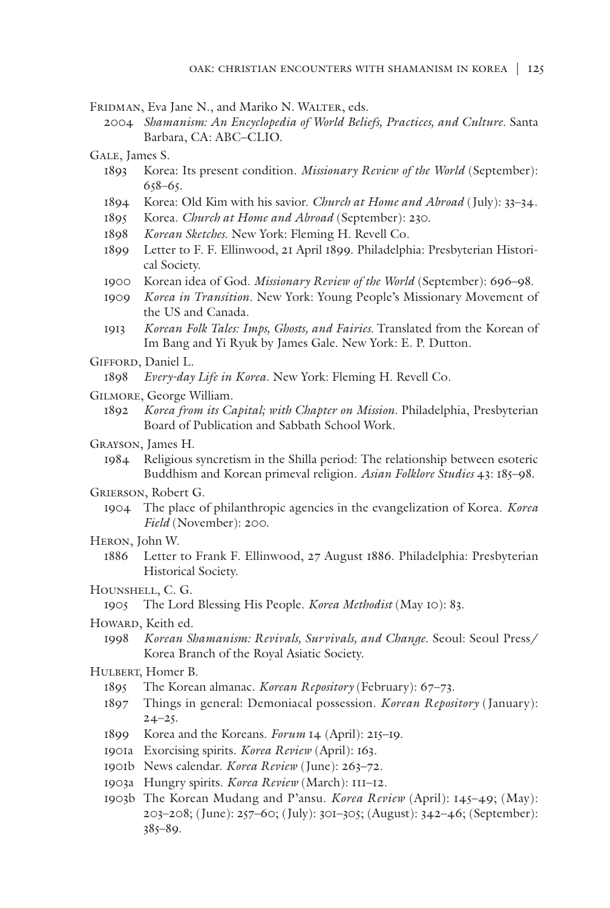Fridman, Eva Jane N., and Mariko N. Walter, eds.

2004 *Shamanism: An Encyclopedia of World Beliefs, Practices, and Culture*. Santa Barbara, CA: ABC–CLIO.

Gale, James S.

1893 Korea: Its present condition. *Missionary Review of the World* (September): 658–65.

1894 Korea: Old Kim with his savior. *Church at Home and Abroad* (July): 33–34.

1895 Korea. *Church at Home and Abroad* (September): 230.

1898 *Korean Sketches*. New York: Fleming H. Revell Co.

1899 Letter to F. F. Ellinwood, 21 April 1899. Philadelphia: Presbyterian Historical Society.

1900 Korean idea of God. *Missionary Review of the World* (September): 696–98.

1909 *Korea in Transition*. New York: Young People's Missionary Movement of the US and Canada.

1913 *Korean Folk Tales: Imps, Ghosts, and Fairies*. Translated from the Korean of Im Bang and Yi Ryuk by James Gale. New York: E. P. Dutton.

Gifford, Daniel L.

1898 *Every-day Life in Korea*. New York: Fleming H. Revell Co.

Gilmore, George William.

1892 *Korea from its Capital; with Chapter on Mission*. Philadelphia, Presbyterian Board of Publication and Sabbath School Work.

Grayson, James H.

1984 Religious syncretism in the Shilla period: The relationship between esoteric Buddhism and Korean primeval religion. *Asian Folklore Studies* 43: 185–98.

Grierson, Robert G.

1904 The place of philanthropic agencies in the evangelization of Korea. *Korea Field* (November): 200.

Heron, John W.

1886 Letter to Frank F. Ellinwood, 27 August 1886. Philadelphia: Presbyterian Historical Society.

Hounshell, C. G.

1905 The Lord Blessing His People. *Korea Methodist* (May 10): 83.

Howard, Keith ed.

1998 *Korean Shamanism: Revivals, Survivals, and Change*. Seoul: Seoul Press/Korea Branch of the Royal Asiatic Society.

Hulbert, Homer B.

1895 The Korean almanac. *Korean Repository* (February): 67–73.

1897 Things in general: Demoniacal possession. *Korean Repository* (January): 24–25.

1899 Korea and the Koreans. *Forum* 14 (April): 215–19.

1901a Exorcising spirits. *Korea Review* (April): 163.

1901b News calendar. *Korea Review* (June): 263–72.

1903a Hungry spirits. *Korea Review* (March): 111–12.

1903b The Korean Mudang and P'ansu. *Korea Review* (April): 145–49; (May): 203–208; (June): 257–60; (July): 301–305; (August): 342–46; (September): 385–89.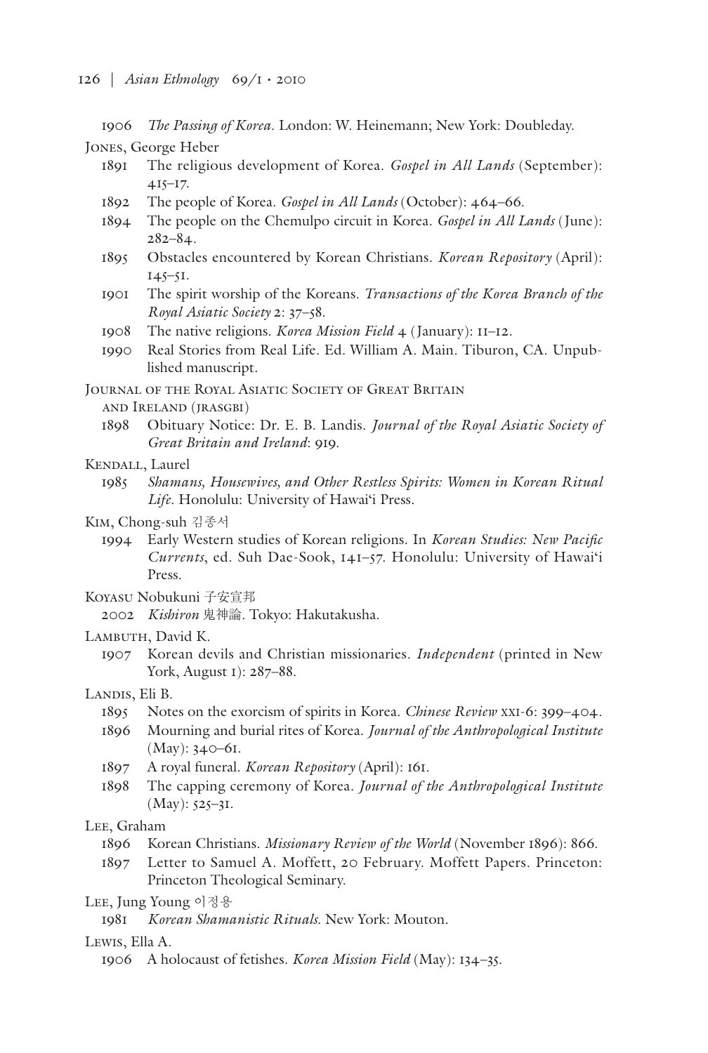1906 *The Passing of Korea*. London: W. Heinemann; New York: Doubleday.

Jones, George Heber

1891 The religious development of Korea. *Gospel in All Lands* (September): 415–17.

1892 The people of Korea. *Gospel in All Lands* (October): 464–66.

1894 The people on the Chemulpo circuit in Korea. *Gospel in All Lands* (June): 282–84.

1895 Obstacles encountered by Korean Christians. *Korean Repository* (April): 145–51.

1901 The spirit worship of the Koreans. *Transactions of the Korea Branch of the Royal Asiatic Society* 2: 37–58.

1908 The native religions. *Korea Mission Field* 4 (January): 11–12.

1990 Real Stories from Real Life. Ed. William A. Main. Tiburon, CA. Unpublished manuscript.

Journal of the Royal Asiatic Society of Great Britain and Ireland (jrasgbi)

1898 Obituary Notice: Dr. E. B. Landis. *Journal of the Royal Asiatic Society of Great Britain and Ireland*: 919.

Kendall, Laurel

1985 *Shamans, Housewives, and Other Restless Spirits: Women in Korean Ritual Life*. Honolulu: University of Hawai'i Press.

Kim, Chong-suh 김종서

1994 Early Western studies of Korean religions. In *Korean Studies: New Pacific Currents*, ed. Suh Dae-Sook, 141–57. Honolulu: University of Hawai'i Press.

Koyasu Nobukuni 子安宣邦

2002 *Kishiron* 鬼神論. Tokyo: Hakutakusha.

Lambuth, David K.

1907 Korean devils and Christian missionaries. *Independent* (printed in New York, August 1): 287–88.

Landis, Eli B.

1895 Notes on the exorcism of spirits in Korea. *Chinese Review* xxi-6: 399–404.

1896 Mourning and burial rites of Korea. *Journal of the Anthropological Institute* (May): 340–61.

1897 A royal funeral. *Korean Repository* (April): 161.

1898 The capping ceremony of Korea. *Journal of the Anthropological Institute* (May): 525–31.

Lee, Graham

1896 Korean Christians. *Missionary Review of the World* (November 1896): 866.

1897 Letter to Samuel A. Moffett, 20 February. Moffett Papers. Princeton: Princeton Theological Seminary.

Lee, Jung Young 이정용

1981 *Korean Shamanistic Rituals*. New York: Mouton.

Lewis, Ella A.

1906 A holocaust of fetishes. *Korea Mission Field* (May): 134–35.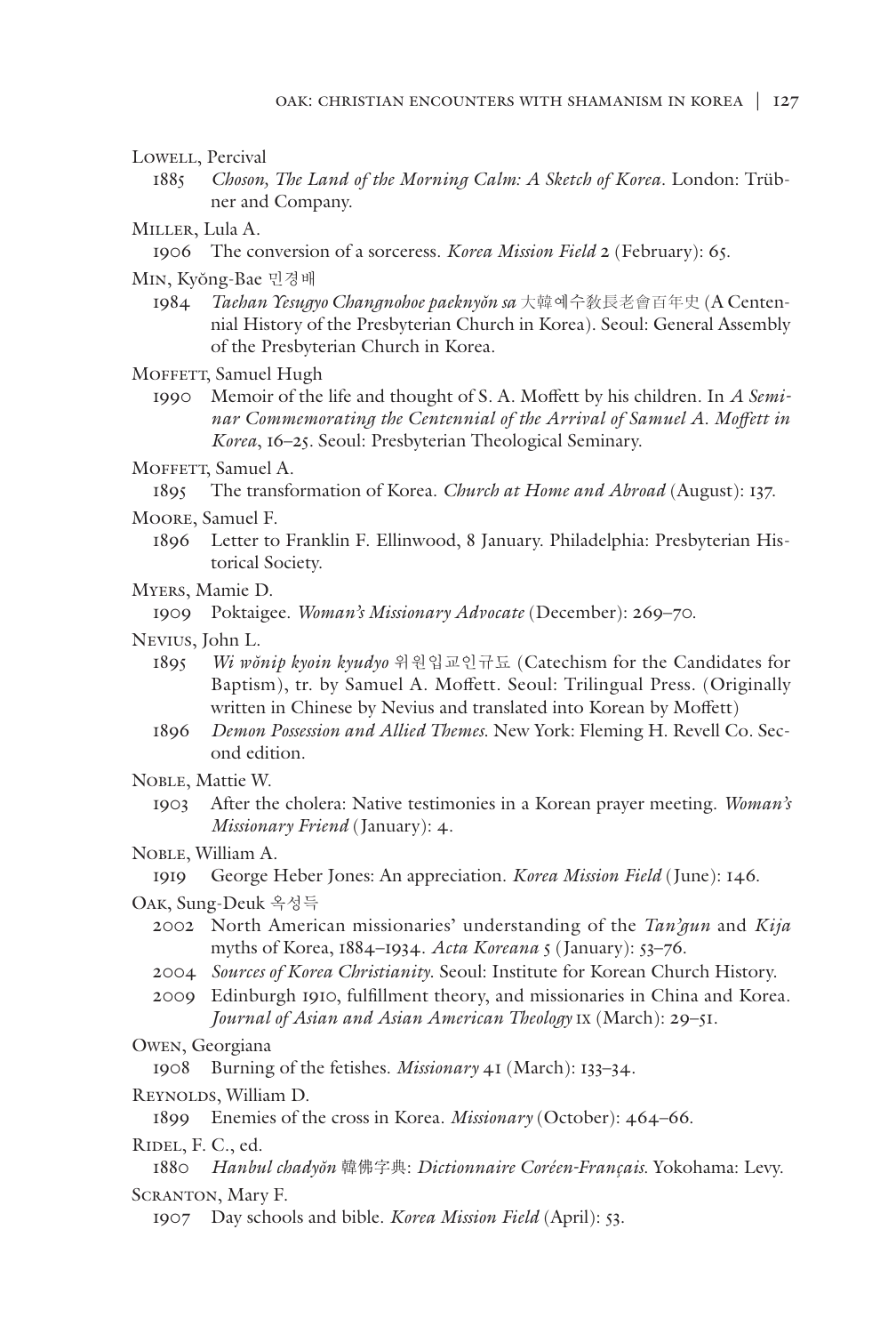Lowell, Percival

1885 *Choson, The Land of the Morning Calm: A Sketch of Korea*. London: Trübner and Company.

Miller, Lula A.

1906 The conversion of a sorceress. *Korea Mission Field* 2 (February): 65.

Min, Kyŏng-Bae 민경배

1984 *Taehan Yesugyo Changnohoe paeknyŏn sa* 大韓예수敎長老會百年史 (A Centennial History of the Presbyterian Church in Korea). Seoul: General Assembly of the Presbyterian Church in Korea.

Moffett, Samuel Hugh

1990 Memoir of the life and thought of S. A. Moffett by his children. In *A Seminar Commemorating the Centennial of the Arrival of Samuel A. Moffett in Korea*, 16–25. Seoul: Presbyterian Theological Seminary.

Moffett, Samuel A.

1895 The transformation of Korea. *Church at Home and Abroad* (August): 137.

Moore, Samuel F.

1896 Letter to Franklin F. Ellinwood, 8 January. Philadelphia: Presbyterian Historical Society.

Myers, Mamie D.

1909 Poktaigee. *Woman's Missionary Advocate* (December): 269–70.

Nevius, John L.

1895 *Wi wŏnip kyoin kyudyo* 위원입교인규됴 (Catechism for the Candidates for Baptism), tr. by Samuel A. Moffett. Seoul: Trilingual Press. (Originally written in Chinese by Nevius and translated into Korean by Moffett)

1896 *Demon Possession and Allied Themes*. New York: Fleming H. Revell Co. Second edition.

Noble, Mattie W.

1903 After the cholera: Native testimonies in a Korean prayer meeting. *Woman's Missionary Friend* (January): 4.

Noble, William A.

1919 George Heber Jones: An appreciation. *Korea Mission Field* (June): 146.

Oak, Sung-Deuk 옥성득

2002 North American missionaries' understanding of the *Tan'gun* and *Kija* myths of Korea, 1884–1934. *Acta Koreana* 5 (January): 53–76.

2004 *Sources of Korea Christianity*. Seoul: Institute for Korean Church History.

2009 Edinburgh 1910, fulfillment theory, and missionaries in China and Korea. *Journal of Asian and Asian American Theology* IX (March): 29–51.

Owen, Georgiana

1908 Burning of the fetishes. *Missionary* 41 (March): 133–34.

Reynolds, William D.

1899 Enemies of the cross in Korea. *Missionary* (October): 464–66.

Ridel, F. C., ed.

1880 *Hanbul chadyŏn* 韓佛字典: *Dictionnaire Coréen-Français*. Yokohama: Levy.

Scranton, Mary F.

1907 Day schools and bible. *Korea Mission Field* (April): 53.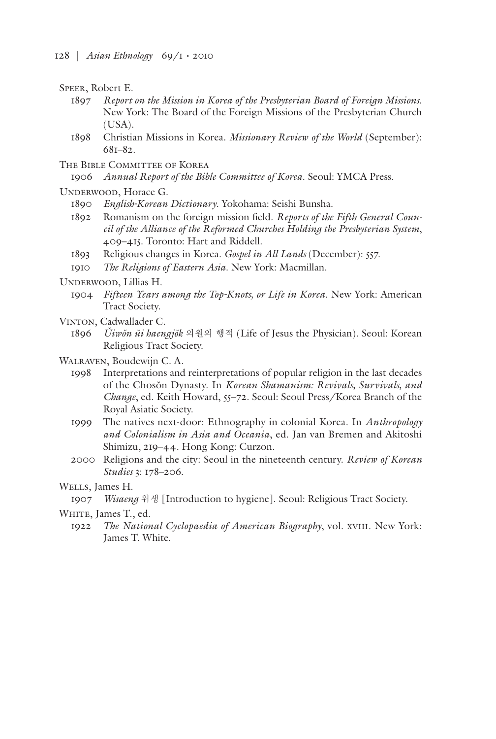Speer, Robert E.

1897 *Report on the Mission in Korea of the Presbyterian Board of Foreign Missions*. New York: The Board of the Foreign Missions of the Presbyterian Church (USA).

1898 Christian Missions in Korea. *Missionary Review of the World* (September): 681–82.

The Bible Committee of Korea

1906 *Annual Report of the Bible Committee of Korea*. Seoul: YMCA Press.

Underwood, Horace G.

1890 *English-Korean Dictionary*. Yokohama: Seishi Bunsha.

1892 Romanism on the foreign mission field. *Reports of the Fifth General Council of the Alliance of the Reformed Churches Holding the Presbyterian System*, 409–415. Toronto: Hart and Riddell.

1893 Religious changes in Korea. *Gospel in All Lands* (December): 557.

1910 *The Religions of Eastern Asia*. New York: Macmillan.

Underwood, Lillias H.

1904 *Fifteen Years among the Top-Knots, or Life in Korea*. New York: American Tract Society.

Vinton, Cadwallader C.

1896 *Ŭiwŏn ŭi haengjŏk* 의원의 행적 (Life of Jesus the Physician). Seoul: Korean Religious Tract Society.

Walraven, Boudewijn C. A.

1998 Interpretations and reinterpretations of popular religion in the last decades of the Chosŏn Dynasty. In *Korean Shamanism: Revivals, Survivals, and Change*, ed. Keith Howard, 55–72. Seoul: Seoul Press/Korea Branch of the Royal Asiatic Society.

1999 The natives next-door: Ethnography in colonial Korea. In *Anthropology and Colonialism in Asia and Oceania*, ed. Jan van Bremen and Akitoshi Shimizu, 219–44. Hong Kong: Curzon.

2000 Religions and the city: Seoul in the nineteenth century. *Review of Korean Studies* 3: 178–206.

Wells, James H.

1907 *Wisaeng* 위생 [Introduction to hygiene]. Seoul: Religious Tract Society.

White, James T., ed.

1922 *The National Cyclopaedia of American Biography*, vol. XVIII. New York: James T. White.